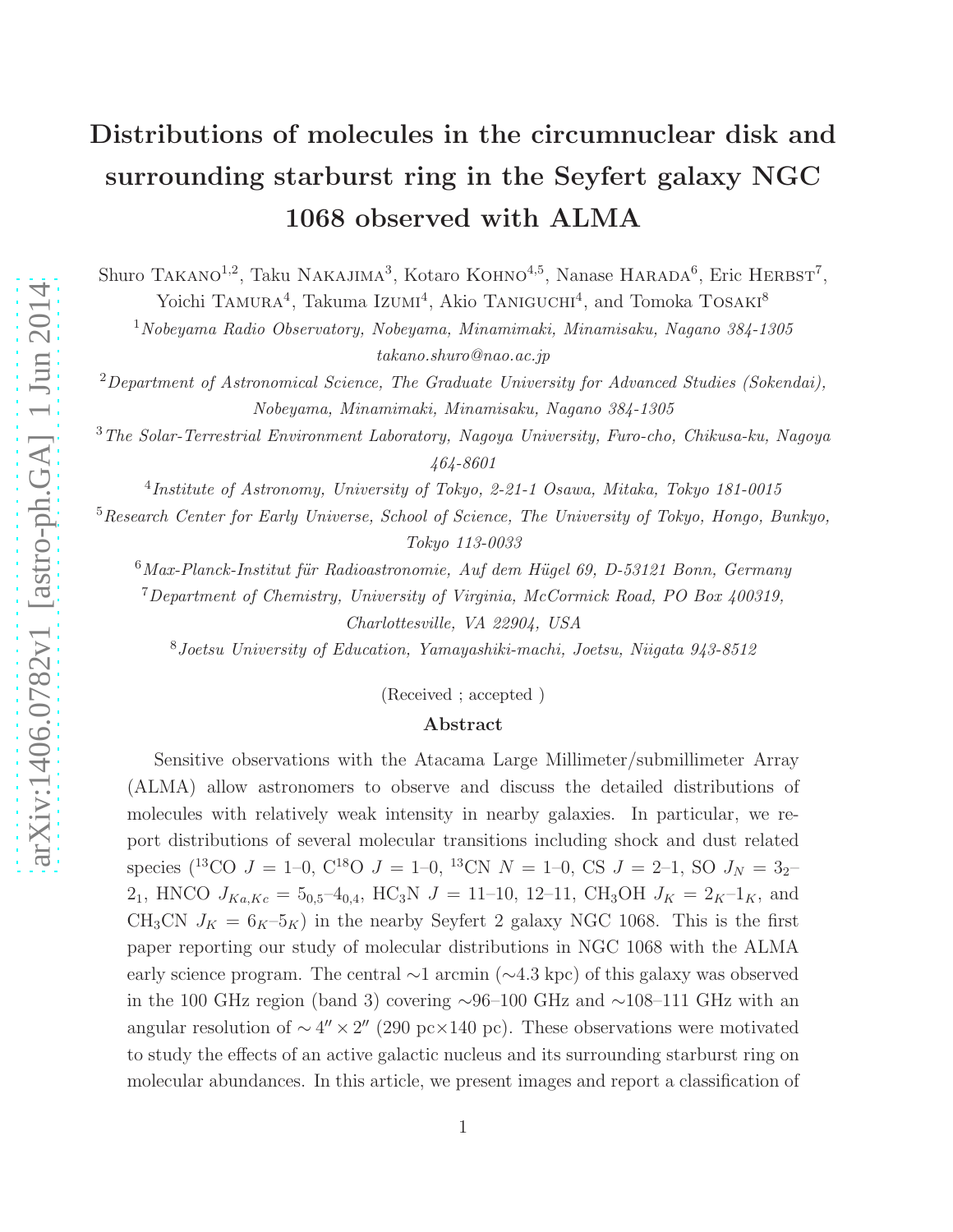# Distributions of molecules in the circumnuclear disk and surrounding starburst ring in the Seyfert galaxy NGC 1068 observed with ALMA

Shuro TAKANO[1,2], Taku NAKAJIMA[3], Kotaro KOHNO[4,5], Nanase HARADA[6], Eric HERBST[7], Yoichi TAMURA[4], Takuma IZUMI[4], Akio TANIGUCHI[4], and Tomoka TOSAKI[8]

[1]*Nobeyama Radio Observatory, Nobeyama, Minamimaki, Minamisaku, Nagano 384-1305*
*takano.shuro@nao.ac.jp*

[2]*Department of Astronomical Science, The Graduate University for Advanced Studies (Sokendai), Nobeyama, Minamimaki, Minamisaku, Nagano 384-1305*

[3]*The Solar-Terrestrial Environment Laboratory, Nagoya University, Furo-cho, Chikusa-ku, Nagoya 464-8601*

[4]*Institute of Astronomy, University of Tokyo, 2-21-1 Osawa, Mitaka, Tokyo 181-0015*

[5]*Research Center for Early Universe, School of Science, The University of Tokyo, Hongo, Bunkyo, Tokyo 113-0033*

[6]*Max-Planck-Institut für Radioastronomie, Auf dem Hügel 69, D-53121 Bonn, Germany*

[7]*Department of Chemistry, University of Virginia, McCormick Road, PO Box 400319, Charlottesville, VA 22904, USA*

[8]*Joetsu University of Education, Yamayashiki-machi, Joetsu, Niigata 943-8512*

(Received ; accepted )

## Abstract

Sensitive observations with the Atacama Large Millimeter/submillimeter Array (ALMA) allow astronomers to observe and discuss the detailed distributions of molecules with relatively weak intensity in nearby galaxies. In particular, we report distributions of several molecular transitions including shock and dust related species ($^{13}$CO $J$ = 1–0, C$^{18}$O $J$ = 1–0, $^{13}$CN $N$ = 1–0, CS $J$ = 2–1, SO $J_N$ = $3_2$–$2_1$, HNCO $J_{Ka,Kc}$ = $5_{0,5}$–$4_{0,4}$, HC$_3$N $J$ = 11–10, 12–11, CH$_3$OH $J_K$ = $2_K$–$1_K$, and CH$_3$CN $J_K$ = $6_K$–$5_K$) in the nearby Seyfert 2 galaxy NGC 1068. This is the first paper reporting our study of molecular distributions in NGC 1068 with the ALMA early science program. The central ∼1 arcmin (∼4.3 kpc) of this galaxy was observed in the 100 GHz region (band 3) covering ∼96–100 GHz and ∼108–111 GHz with an angular resolution of $\sim 4'' \times 2''$ (290 pc×140 pc). These observations were motivated to study the effects of an active galactic nucleus and its surrounding starburst ring on molecular abundances. In this article, we present images and report a classification of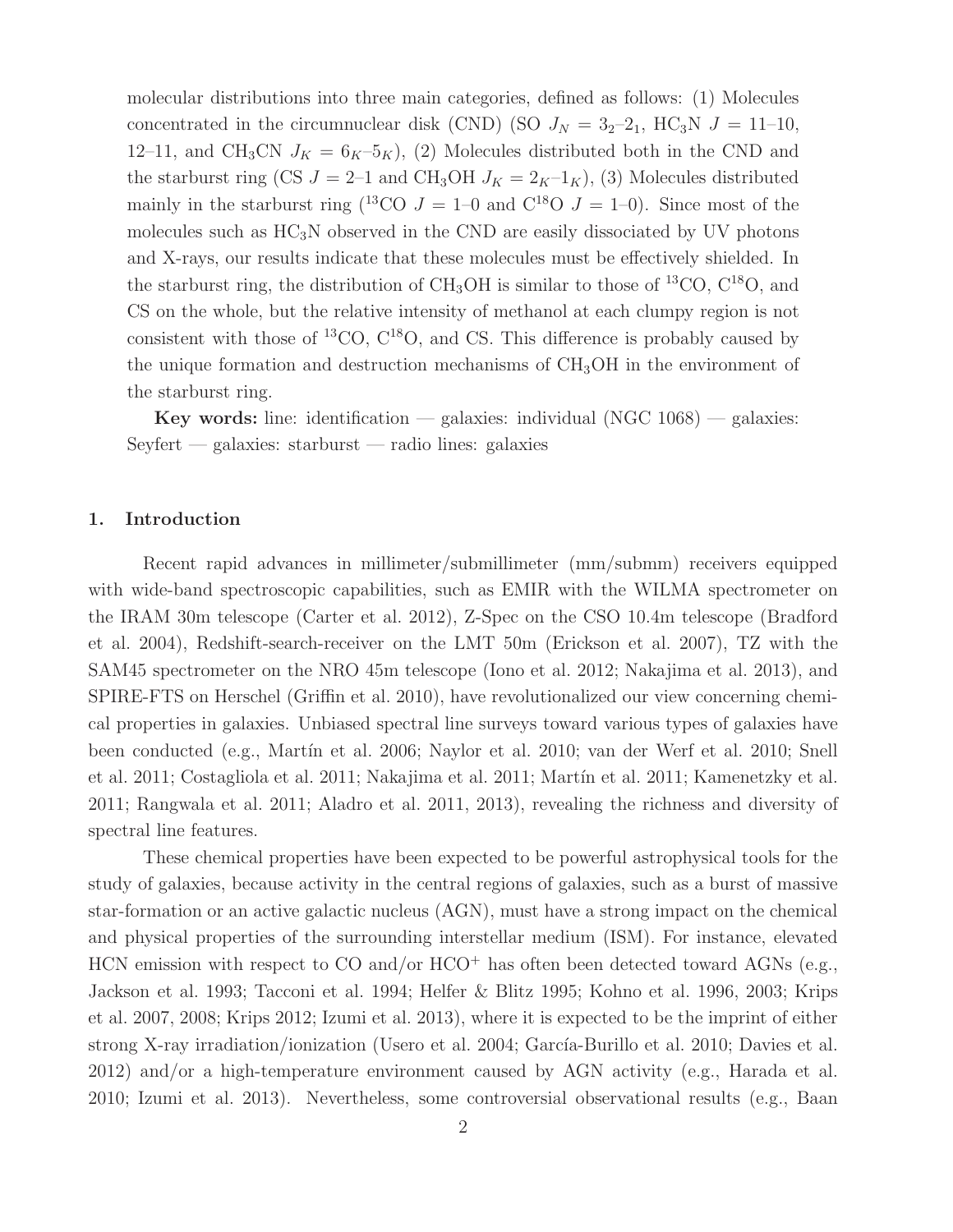molecular distributions into three main categories, defined as follows: (1) Molecules concentrated in the circumnuclear disk (CND) (SO $J_N = 3_2$–$2_1$, $HC_3N$ $J = 11$–10, 12–11, and $CH_3CN$ $J_K = 6_K$–$5_K$), (2) Molecules distributed both in the CND and the starburst ring (CS $J = 2$–1 and $CH_3OH$ $J_K = 2_K$–$1_K$), (3) Molecules distributed mainly in the starburst ring ($^{13}CO$ $J = 1$–0 and $C^{18}O$ $J = 1$–0). Since most of the molecules such as $HC_3N$ observed in the CND are easily dissociated by UV photons and X-rays, our results indicate that these molecules must be effectively shielded. In the starburst ring, the distribution of $CH_3OH$ is similar to those of $^{13}CO$, $C^{18}O$, and CS on the whole, but the relative intensity of methanol at each clumpy region is not consistent with those of $^{13}CO$, $C^{18}O$, and CS. This difference is probably caused by the unique formation and destruction mechanisms of $CH_3OH$ in the environment of the starburst ring.

**Key words:** line: identification — galaxies: individual (NGC 1068) — galaxies: Seyfert — galaxies: starburst — radio lines: galaxies

## 1. Introduction

Recent rapid advances in millimeter/submillimeter (mm/submm) receivers equipped with wide-band spectroscopic capabilities, such as EMIR with the WILMA spectrometer on the IRAM 30m telescope (Carter et al. 2012), Z-Spec on the CSO 10.4m telescope (Bradford et al. 2004), Redshift-search-receiver on the LMT 50m (Erickson et al. 2007), TZ with the SAM45 spectrometer on the NRO 45m telescope (Iono et al. 2012; Nakajima et al. 2013), and SPIRE-FTS on Herschel (Griffin et al. 2010), have revolutionalized our view concerning chemical properties in galaxies. Unbiased spectral line surveys toward various types of galaxies have been conducted (e.g., Martín et al. 2006; Naylor et al. 2010; van der Werf et al. 2010; Snell et al. 2011; Costagliola et al. 2011; Nakajima et al. 2011; Martín et al. 2011; Kamenetzky et al. 2011; Rangwala et al. 2011; Aladro et al. 2011, 2013), revealing the richness and diversity of spectral line features.

These chemical properties have been expected to be powerful astrophysical tools for the study of galaxies, because activity in the central regions of galaxies, such as a burst of massive star-formation or an active galactic nucleus (AGN), must have a strong impact on the chemical and physical properties of the surrounding interstellar medium (ISM). For instance, elevated HCN emission with respect to CO and/or $HCO^+$ has often been detected toward AGNs (e.g., Jackson et al. 1993; Tacconi et al. 1994; Helfer & Blitz 1995; Kohno et al. 1996, 2003; Krips et al. 2007, 2008; Krips 2012; Izumi et al. 2013), where it is expected to be the imprint of either strong X-ray irradiation/ionization (Usero et al. 2004; García-Burillo et al. 2010; Davies et al. 2012) and/or a high-temperature environment caused by AGN activity (e.g., Harada et al. 2010; Izumi et al. 2013). Nevertheless, some controversial observational results (e.g., Baan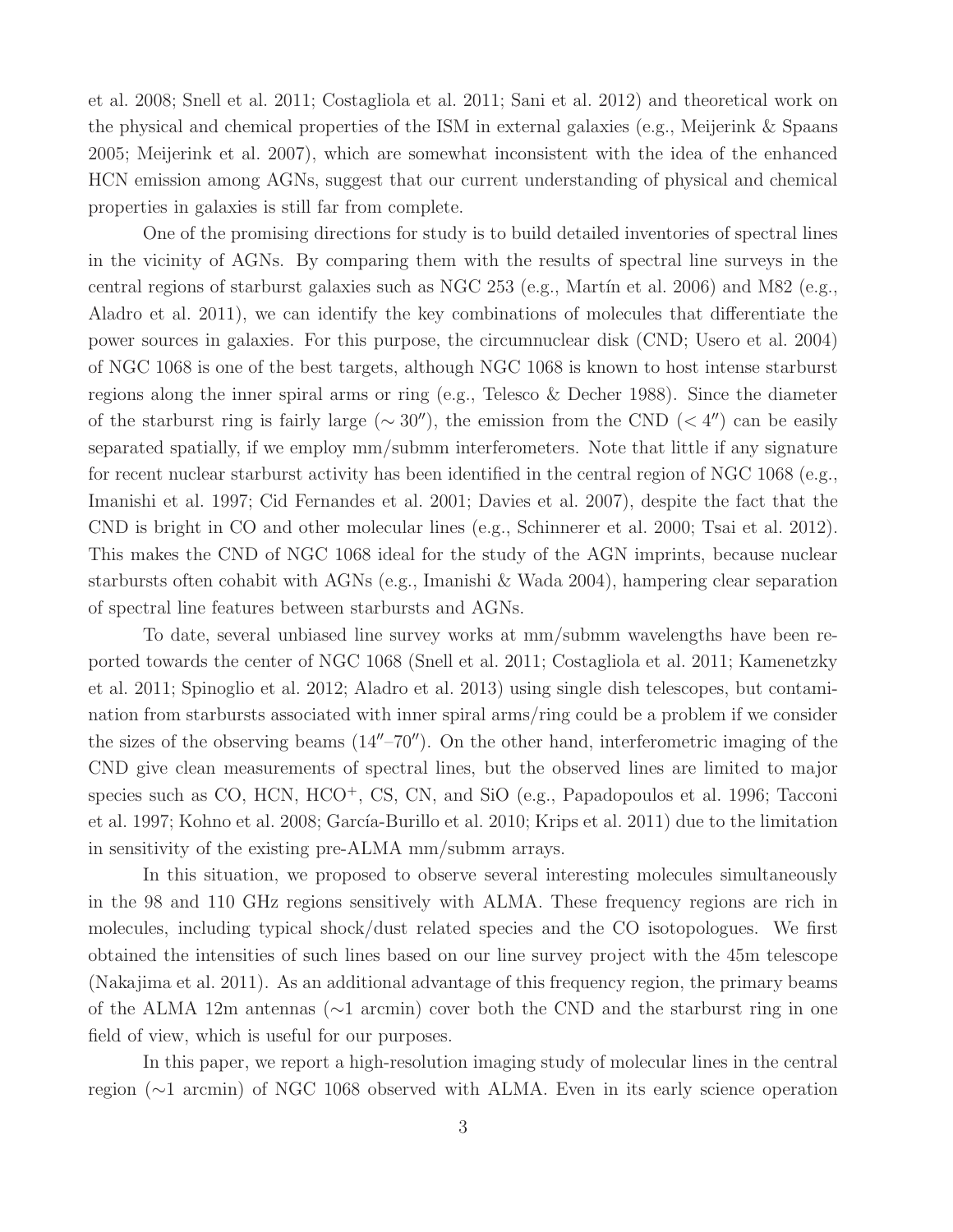et al. 2008; Snell et al. 2011; Costagliola et al. 2011; Sani et al. 2012) and theoretical work on the physical and chemical properties of the ISM in external galaxies (e.g., Meijerink & Spaans 2005; Meijerink et al. 2007), which are somewhat inconsistent with the idea of the enhanced HCN emission among AGNs, suggest that our current understanding of physical and chemical properties in galaxies is still far from complete.

One of the promising directions for study is to build detailed inventories of spectral lines in the vicinity of AGNs. By comparing them with the results of spectral line surveys in the central regions of starburst galaxies such as NGC 253 (e.g., Martín et al. 2006) and M82 (e.g., Aladro et al. 2011), we can identify the key combinations of molecules that differentiate the power sources in galaxies. For this purpose, the circumnuclear disk (CND; Usero et al. 2004) of NGC 1068 is one of the best targets, although NGC 1068 is known to host intense starburst regions along the inner spiral arms or ring (e.g., Telesco & Decher 1988). Since the diameter of the starburst ring is fairly large ($\sim 30''$), the emission from the CND ($< 4''$) can be easily separated spatially, if we employ mm/submm interferometers. Note that little if any signature for recent nuclear starburst activity has been identified in the central region of NGC 1068 (e.g., Imanishi et al. 1997; Cid Fernandes et al. 2001; Davies et al. 2007), despite the fact that the CND is bright in CO and other molecular lines (e.g., Schinnerer et al. 2000; Tsai et al. 2012). This makes the CND of NGC 1068 ideal for the study of the AGN imprints, because nuclear starbursts often cohabit with AGNs (e.g., Imanishi & Wada 2004), hampering clear separation of spectral line features between starbursts and AGNs.

To date, several unbiased line survey works at mm/submm wavelengths have been reported towards the center of NGC 1068 (Snell et al. 2011; Costagliola et al. 2011; Kamenetzky et al. 2011; Spinoglio et al. 2012; Aladro et al. 2013) using single dish telescopes, but contamination from starbursts associated with inner spiral arms/ring could be a problem if we consider the sizes of the observing beams ($14''$–$70''$). On the other hand, interferometric imaging of the CND give clean measurements of spectral lines, but the observed lines are limited to major species such as CO, HCN, $HCO^+$, CS, CN, and SiO (e.g., Papadopoulos et al. 1996; Tacconi et al. 1997; Kohno et al. 2008; García-Burillo et al. 2010; Krips et al. 2011) due to the limitation in sensitivity of the existing pre-ALMA mm/submm arrays.

In this situation, we proposed to observe several interesting molecules simultaneously in the 98 and 110 GHz regions sensitively with ALMA. These frequency regions are rich in molecules, including typical shock/dust related species and the CO isotopologues. We first obtained the intensities of such lines based on our line survey project with the 45m telescope (Nakajima et al. 2011). As an additional advantage of this frequency region, the primary beams of the ALMA 12m antennas ($\sim$1 arcmin) cover both the CND and the starburst ring in one field of view, which is useful for our purposes.

In this paper, we report a high-resolution imaging study of molecular lines in the central region ($\sim$1 arcmin) of NGC 1068 observed with ALMA. Even in its early science operation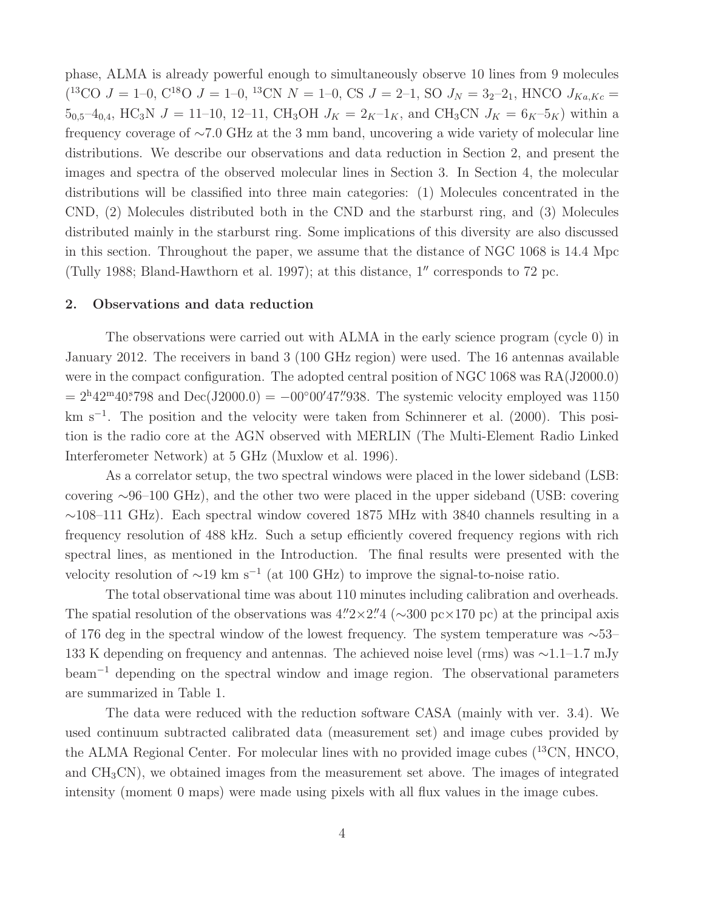phase, ALMA is already powerful enough to simultaneously observe 10 lines from 9 molecules ($^{13}$CO $J = 1$–0, C$^{18}$O $J = 1$–0, $^{13}$CN $N = 1$–0, CS $J = 2$–1, SO $J_N = 3_2$–$2_1$, HNCO $J_{Ka,Kc} = 5_{0,5}$–$4_{0,4}$, HC$_3$N $J = 11$–10, 12–11, CH$_3$OH $J_K = 2_K$–$1_K$, and CH$_3$CN $J_K = 6_K$–$5_K$) within a frequency coverage of $\sim$7.0 GHz at the 3 mm band, uncovering a wide variety of molecular line distributions. We describe our observations and data reduction in Section 2, and present the images and spectra of the observed molecular lines in Section 3. In Section 4, the molecular distributions will be classified into three main categories: (1) Molecules concentrated in the CND, (2) Molecules distributed both in the CND and the starburst ring, and (3) Molecules distributed mainly in the starburst ring. Some implications of this diversity are also discussed in this section. Throughout the paper, we assume that the distance of NGC 1068 is 14.4 Mpc (Tully 1988; Bland-Hawthorn et al. 1997); at this distance, $1''$ corresponds to 72 pc.

## 2. Observations and data reduction

The observations were carried out with ALMA in the early science program (cycle 0) in January 2012. The receivers in band 3 (100 GHz region) were used. The 16 antennas available were in the compact configuration. The adopted central position of NGC 1068 was RA(J2000.0) $= 2^{\rm h}42^{\rm m}40^{\rm s}.798$ and Dec(J2000.0) $= -00^\circ00'47''.938$. The systemic velocity employed was 1150 km s$^{-1}$. The position and the velocity were taken from Schinnerer et al. (2000). This position is the radio core at the AGN observed with MERLIN (The Multi-Element Radio Linked Interferometer Network) at 5 GHz (Muxlow et al. 1996).

As a correlator setup, the two spectral windows were placed in the lower sideband (LSB: covering $\sim$96–100 GHz), and the other two were placed in the upper sideband (USB: covering $\sim$108–111 GHz). Each spectral window covered 1875 MHz with 3840 channels resulting in a frequency resolution of 488 kHz. Such a setup efficiently covered frequency regions with rich spectral lines, as mentioned in the Introduction. The final results were presented with the velocity resolution of $\sim$19 km s$^{-1}$ (at 100 GHz) to improve the signal-to-noise ratio.

The total observational time was about 110 minutes including calibration and overheads. The spatial resolution of the observations was $4''.2\times2''.4$ ($\sim$300 pc$\times$170 pc) at the principal axis of 176 deg in the spectral window of the lowest frequency. The system temperature was $\sim$53–133 K depending on frequency and antennas. The achieved noise level (rms) was $\sim$1.1–1.7 mJy beam$^{-1}$ depending on the spectral window and image region. The observational parameters are summarized in Table 1.

The data were reduced with the reduction software CASA (mainly with ver. 3.4). We used continuum subtracted calibrated data (measurement set) and image cubes provided by the ALMA Regional Center. For molecular lines with no provided image cubes ($^{13}$CN, HNCO, and CH$_3$CN), we obtained images from the measurement set above. The images of integrated intensity (moment 0 maps) were made using pixels with all flux values in the image cubes.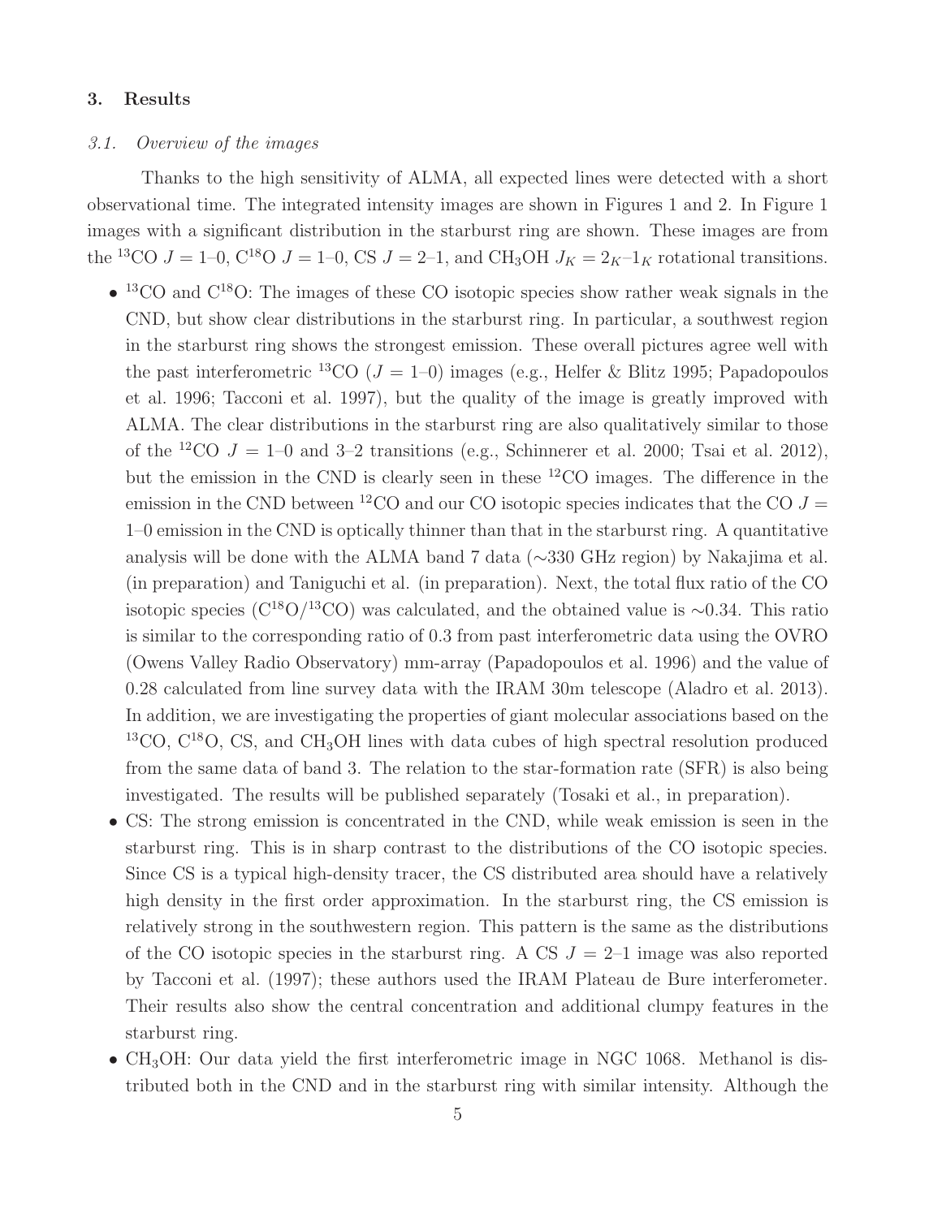## 3. Results

### *3.1. Overview of the images*

Thanks to the high sensitivity of ALMA, all expected lines were detected with a short observational time. The integrated intensity images are shown in Figures 1 and 2. In Figure 1 images with a significant distribution in the starburst ring are shown. These images are from the $^{13}$CO $J$ = 1–0, C$^{18}$O $J$ = 1–0, CS $J$ = 2–1, and CH$_3$OH $J_K = 2_K$–$1_K$ rotational transitions.

- $^{13}$CO and C$^{18}$O: The images of these CO isotopic species show rather weak signals in the CND, but show clear distributions in the starburst ring. In particular, a southwest region in the starburst ring shows the strongest emission. These overall pictures agree well with the past interferometric $^{13}$CO ($J$ = 1–0) images (e.g., Helfer & Blitz 1995; Papadopoulos et al. 1996; Tacconi et al. 1997), but the quality of the image is greatly improved with ALMA. The clear distributions in the starburst ring are also qualitatively similar to those of the $^{12}$CO $J$ = 1–0 and 3–2 transitions (e.g., Schinnerer et al. 2000; Tsai et al. 2012), but the emission in the CND is clearly seen in these $^{12}$CO images. The difference in the emission in the CND between $^{12}$CO and our CO isotopic species indicates that the CO $J$ = 1–0 emission in the CND is optically thinner than that in the starburst ring. A quantitative analysis will be done with the ALMA band 7 data (∼330 GHz region) by Nakajima et al. (in preparation) and Taniguchi et al. (in preparation). Next, the total flux ratio of the CO isotopic species (C$^{18}$O/$^{13}$CO) was calculated, and the obtained value is ∼0.34. This ratio is similar to the corresponding ratio of 0.3 from past interferometric data using the OVRO (Owens Valley Radio Observatory) mm-array (Papadopoulos et al. 1996) and the value of 0.28 calculated from line survey data with the IRAM 30m telescope (Aladro et al. 2013). In addition, we are investigating the properties of giant molecular associations based on the $^{13}$CO, C$^{18}$O, CS, and CH$_3$OH lines with data cubes of high spectral resolution produced from the same data of band 3. The relation to the star-formation rate (SFR) is also being investigated. The results will be published separately (Tosaki et al., in preparation).
- CS: The strong emission is concentrated in the CND, while weak emission is seen in the starburst ring. This is in sharp contrast to the distributions of the CO isotopic species. Since CS is a typical high-density tracer, the CS distributed area should have a relatively high density in the first order approximation. In the starburst ring, the CS emission is relatively strong in the southwestern region. This pattern is the same as the distributions of the CO isotopic species in the starburst ring. A CS $J$ = 2–1 image was also reported by Tacconi et al. (1997); these authors used the IRAM Plateau de Bure interferometer. Their results also show the central concentration and additional clumpy features in the starburst ring.
- CH$_3$OH: Our data yield the first interferometric image in NGC 1068. Methanol is distributed both in the CND and in the starburst ring with similar intensity. Although the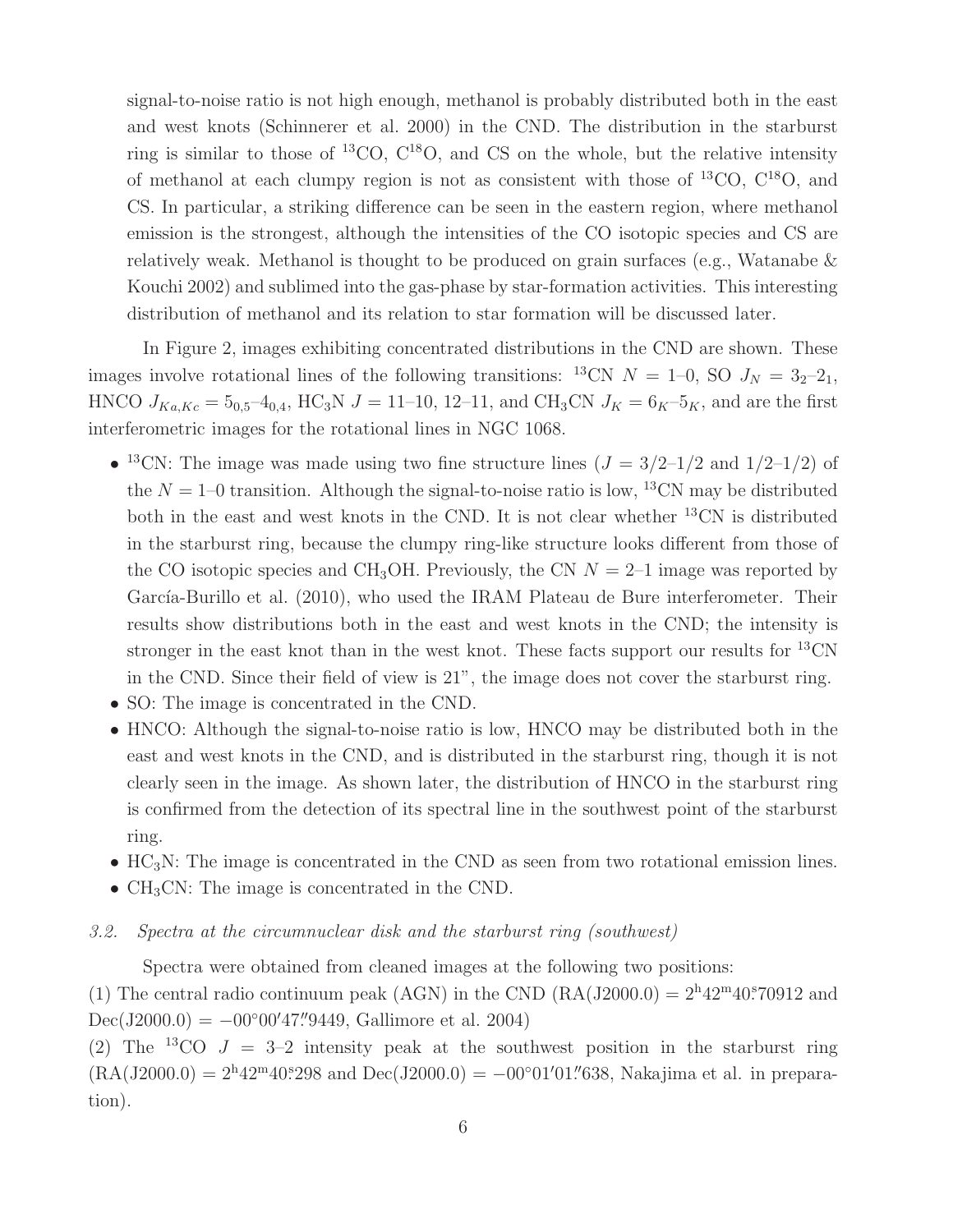signal-to-noise ratio is not high enough, methanol is probably distributed both in the east and west knots (Schinnerer et al. 2000) in the CND. The distribution in the starburst ring is similar to those of $^{13}$CO, C$^{18}$O, and CS on the whole, but the relative intensity of methanol at each clumpy region is not as consistent with those of $^{13}$CO, C$^{18}$O, and CS. In particular, a striking difference can be seen in the eastern region, where methanol emission is the strongest, although the intensities of the CO isotopic species and CS are relatively weak. Methanol is thought to be produced on grain surfaces (e.g., Watanabe & Kouchi 2002) and sublimed into the gas-phase by star-formation activities. This interesting distribution of methanol and its relation to star formation will be discussed later.

In Figure 2, images exhibiting concentrated distributions in the CND are shown. These images involve rotational lines of the following transitions: $^{13}$CN $N = 1$–$0$, SO $J_N = 3_2$–$2_1$, HNCO $J_{Ka,Kc} = 5_{0,5}$–$4_{0,4}$, HC$_3$N $J = 11$–$10$, $12$–$11$, and CH$_3$CN $J_K = 6_K$–$5_K$, and are the first interferometric images for the rotational lines in NGC 1068.

- $^{13}$CN: The image was made using two fine structure lines ($J = 3/2$–$1/2$ and $1/2$–$1/2$) of the $N = 1$–$0$ transition. Although the signal-to-noise ratio is low, $^{13}$CN may be distributed both in the east and west knots in the CND. It is not clear whether $^{13}$CN is distributed in the starburst ring, because the clumpy ring-like structure looks different from those of the CO isotopic species and CH$_3$OH. Previously, the CN $N = 2$–$1$ image was reported by García-Burillo et al. (2010), who used the IRAM Plateau de Bure interferometer. Their results show distributions both in the east and west knots in the CND; the intensity is stronger in the east knot than in the west knot. These facts support our results for $^{13}$CN in the CND. Since their field of view is 21", the image does not cover the starburst ring.
- SO: The image is concentrated in the CND.
- HNCO: Although the signal-to-noise ratio is low, HNCO may be distributed both in the east and west knots in the CND, and is distributed in the starburst ring, though it is not clearly seen in the image. As shown later, the distribution of HNCO in the starburst ring is confirmed from the detection of its spectral line in the southwest point of the starburst ring.
- HC$_3$N: The image is concentrated in the CND as seen from two rotational emission lines.
- CH$_3$CN: The image is concentrated in the CND.

### 3.2. *Spectra at the circumnuclear disk and the starburst ring (southwest)*

Spectra were obtained from cleaned images at the following two positions:
(1) The central radio continuum peak (AGN) in the CND (RA(J2000.0) = $2^{\rm h}42^{\rm m}40\overset{\rm s}{.}70912$ and Dec(J2000.0) = $-00^\circ 00' 47\overset{''}{.}9449$, Gallimore et al. 2004)
(2) The $^{13}$CO $J = 3$–$2$ intensity peak at the southwest position in the starburst ring (RA(J2000.0) = $2^{\rm h}42^{\rm m}40\overset{\rm s}{.}298$ and Dec(J2000.0) = $-00^\circ 01' 01\overset{''}{.}638$, Nakajima et al. in preparation).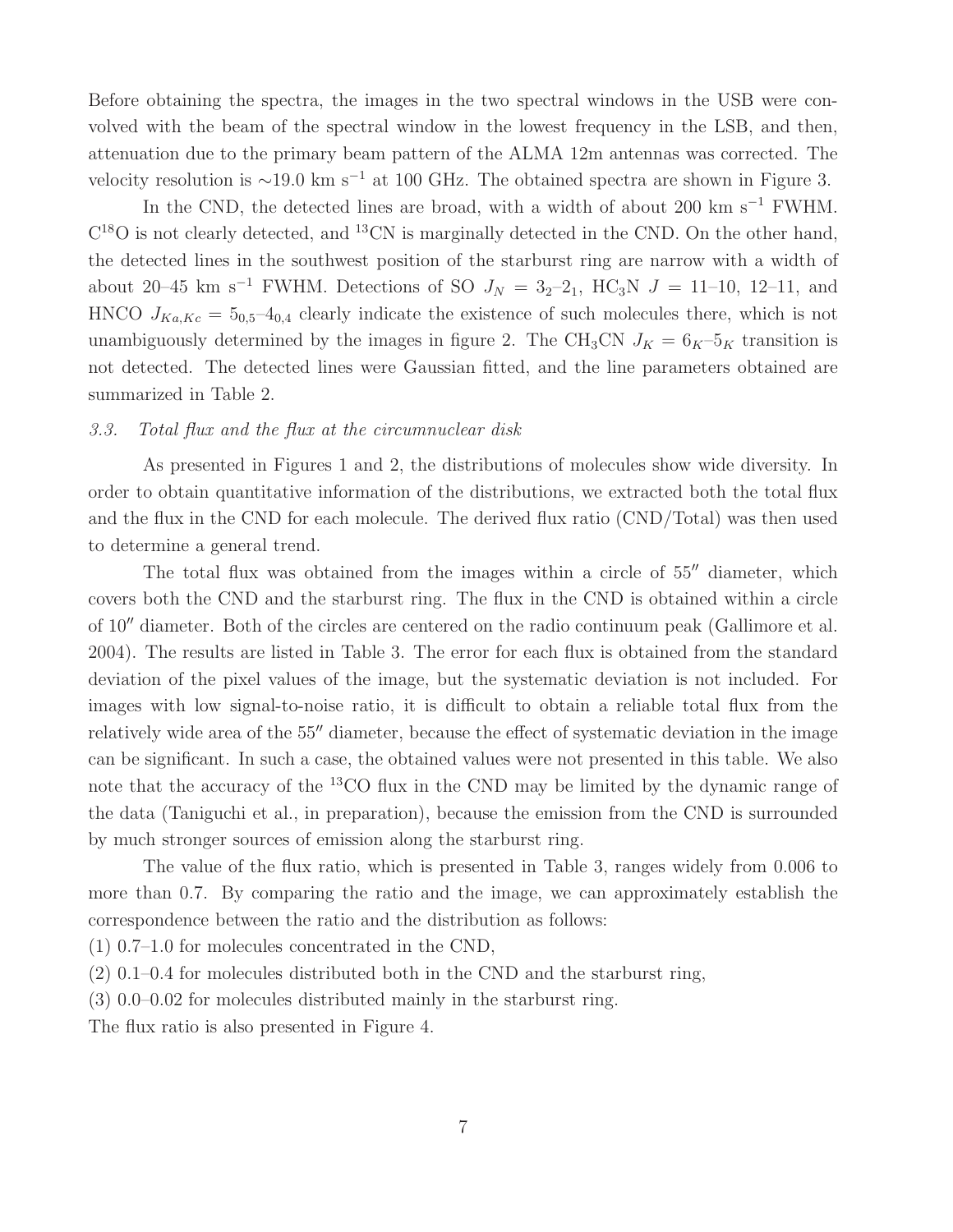Before obtaining the spectra, the images in the two spectral windows in the USB were convolved with the beam of the spectral window in the lowest frequency in the LSB, and then, attenuation due to the primary beam pattern of the ALMA 12m antennas was corrected. The velocity resolution is $\sim$19.0 km s$^{-1}$ at 100 GHz. The obtained spectra are shown in Figure 3.

In the CND, the detected lines are broad, with a width of about 200 km s$^{-1}$ FWHM. $C^{18}O$ is not clearly detected, and $^{13}CN$ is marginally detected in the CND. On the other hand, the detected lines in the southwest position of the starburst ring are narrow with a width of about 20–45 km s$^{-1}$ FWHM. Detections of SO $J_N = 3_2$–$2_1$, $HC_3N$ $J = 11$–10, 12–11, and HNCO $J_{Ka,Kc} = 5_{0,5}$–$4_{0,4}$ clearly indicate the existence of such molecules there, which is not unambiguously determined by the images in figure 2. The $CH_3CN$ $J_K = 6_K$–$5_K$ transition is not detected. The detected lines were Gaussian fitted, and the line parameters obtained are summarized in Table 2.

### *3.3. Total flux and the flux at the circumnuclear disk*

As presented in Figures 1 and 2, the distributions of molecules show wide diversity. In order to obtain quantitative information of the distributions, we extracted both the total flux and the flux in the CND for each molecule. The derived flux ratio (CND/Total) was then used to determine a general trend.

The total flux was obtained from the images within a circle of 55$''$ diameter, which covers both the CND and the starburst ring. The flux in the CND is obtained within a circle of 10$''$ diameter. Both of the circles are centered on the radio continuum peak (Gallimore et al. 2004). The results are listed in Table 3. The error for each flux is obtained from the standard deviation of the pixel values of the image, but the systematic deviation is not included. For images with low signal-to-noise ratio, it is difficult to obtain a reliable total flux from the relatively wide area of the 55$''$ diameter, because the effect of systematic deviation in the image can be significant. In such a case, the obtained values were not presented in this table. We also note that the accuracy of the $^{13}CO$ flux in the CND may be limited by the dynamic range of the data (Taniguchi et al., in preparation), because the emission from the CND is surrounded by much stronger sources of emission along the starburst ring.

The value of the flux ratio, which is presented in Table 3, ranges widely from 0.006 to more than 0.7. By comparing the ratio and the image, we can approximately establish the correspondence between the ratio and the distribution as follows:

(1) 0.7–1.0 for molecules concentrated in the CND,

(2) 0.1–0.4 for molecules distributed both in the CND and the starburst ring,

(3) 0.0–0.02 for molecules distributed mainly in the starburst ring.

The flux ratio is also presented in Figure 4.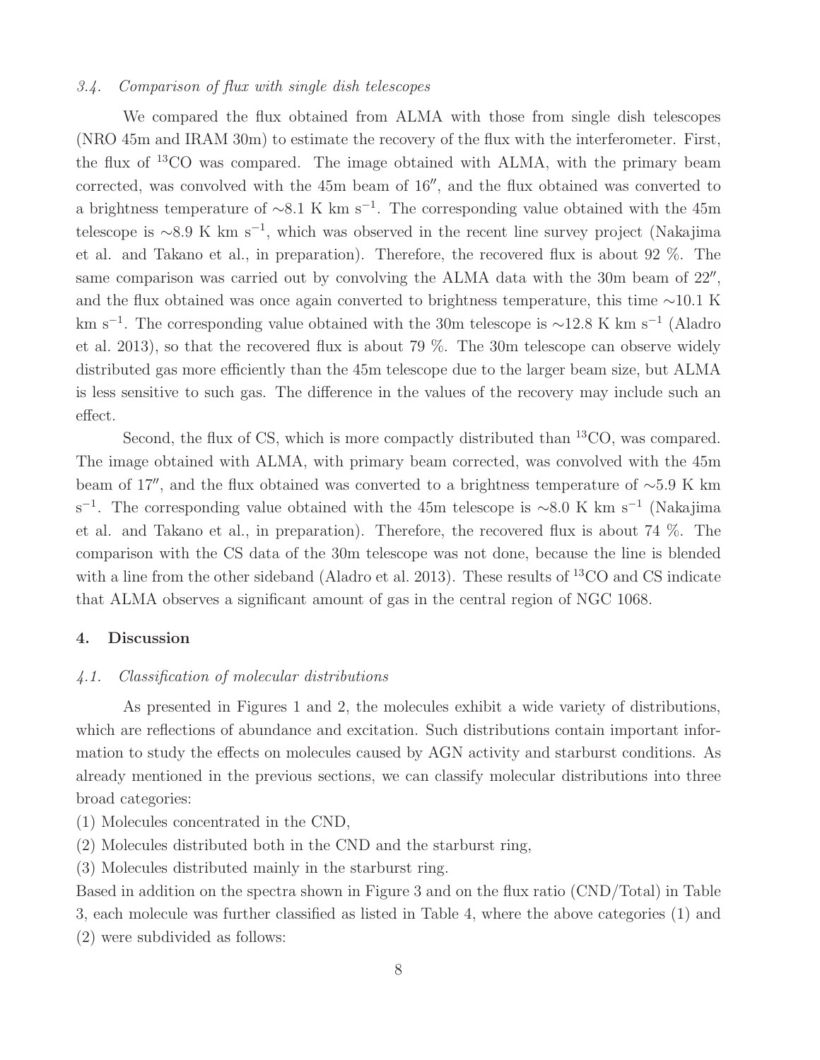### 3.4. Comparison of flux with single dish telescopes

We compared the flux obtained from ALMA with those from single dish telescopes (NRO 45m and IRAM 30m) to estimate the recovery of the flux with the interferometer. First, the flux of $^{13}$CO was compared. The image obtained with ALMA, with the primary beam corrected, was convolved with the 45m beam of 16″, and the flux obtained was converted to a brightness temperature of ∼8.1 K km s$^{-1}$. The corresponding value obtained with the 45m telescope is ∼8.9 K km s$^{-1}$, which was observed in the recent line survey project (Nakajima et al. and Takano et al., in preparation). Therefore, the recovered flux is about 92 %. The same comparison was carried out by convolving the ALMA data with the 30m beam of 22″, and the flux obtained was once again converted to brightness temperature, this time ∼10.1 K km s$^{-1}$. The corresponding value obtained with the 30m telescope is ∼12.8 K km s$^{-1}$ (Aladro et al. 2013), so that the recovered flux is about 79 %. The 30m telescope can observe widely distributed gas more efficiently than the 45m telescope due to the larger beam size, but ALMA is less sensitive to such gas. The difference in the values of the recovery may include such an effect.

Second, the flux of CS, which is more compactly distributed than $^{13}$CO, was compared. The image obtained with ALMA, with primary beam corrected, was convolved with the 45m beam of 17″, and the flux obtained was converted to a brightness temperature of ∼5.9 K km s$^{-1}$. The corresponding value obtained with the 45m telescope is ∼8.0 K km s$^{-1}$ (Nakajima et al. and Takano et al., in preparation). Therefore, the recovered flux is about 74 %. The comparison with the CS data of the 30m telescope was not done, because the line is blended with a line from the other sideband (Aladro et al. 2013). These results of $^{13}$CO and CS indicate that ALMA observes a significant amount of gas in the central region of NGC 1068.

## 4. Discussion

### 4.1. Classification of molecular distributions

As presented in Figures 1 and 2, the molecules exhibit a wide variety of distributions, which are reflections of abundance and excitation. Such distributions contain important information to study the effects on molecules caused by AGN activity and starburst conditions. As already mentioned in the previous sections, we can classify molecular distributions into three broad categories:

(1) Molecules concentrated in the CND,
(2) Molecules distributed both in the CND and the starburst ring,
(3) Molecules distributed mainly in the starburst ring.

Based in addition on the spectra shown in Figure 3 and on the flux ratio (CND/Total) in Table 3, each molecule was further classified as listed in Table 4, where the above categories (1) and (2) were subdivided as follows: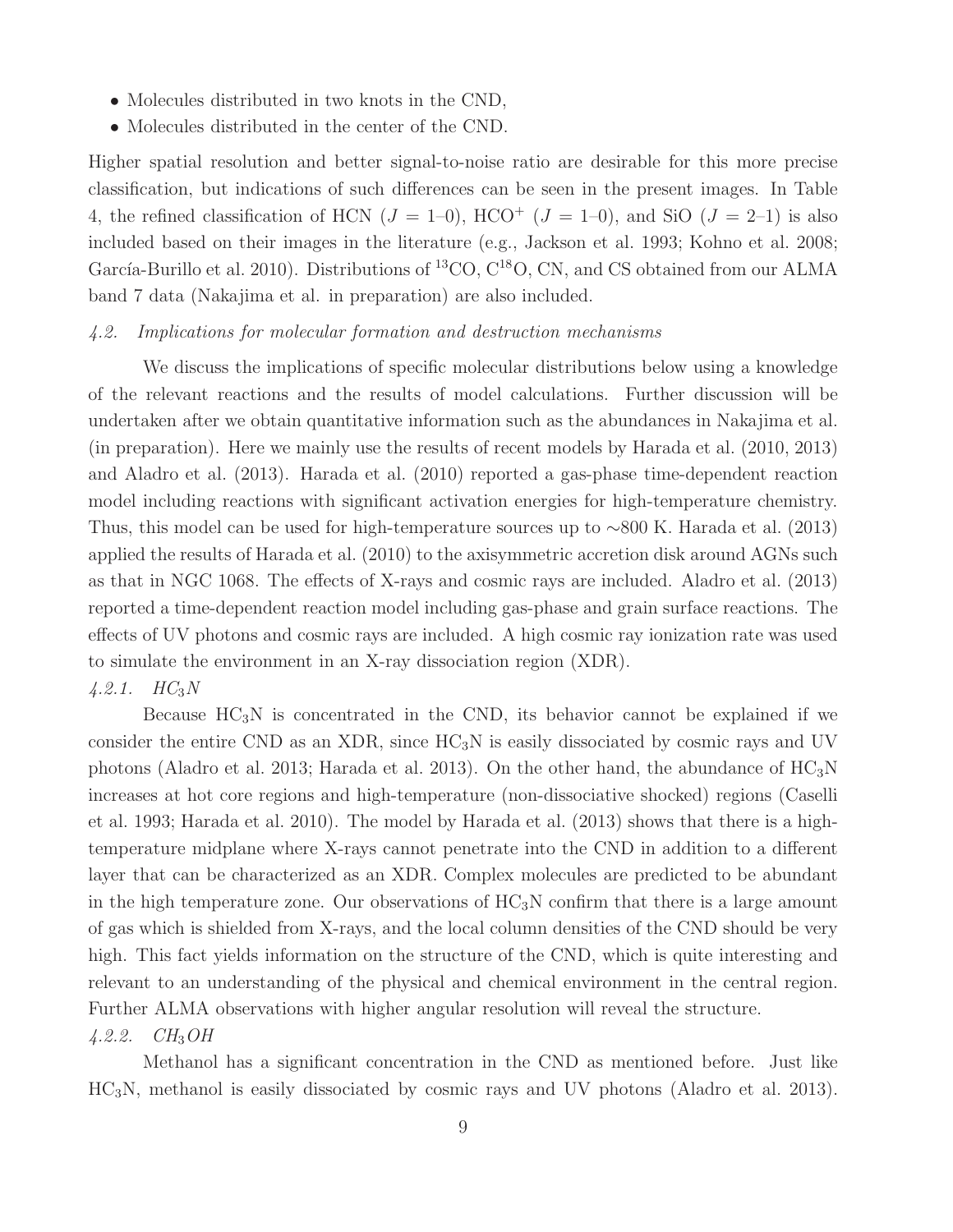- Molecules distributed in two knots in the CND,
- Molecules distributed in the center of the CND.

Higher spatial resolution and better signal-to-noise ratio are desirable for this more precise classification, but indications of such differences can be seen in the present images. In Table 4, the refined classification of HCN ($J = 1$–0), $HCO^+$ ($J = 1$–0), and SiO ($J = 2$–1) is also included based on their images in the literature (e.g., Jackson et al. 1993; Kohno et al. 2008; García-Burillo et al. 2010). Distributions of $^{13}CO$, $C^{18}O$, CN, and CS obtained from our ALMA band 7 data (Nakajima et al. in preparation) are also included.

### *4.2. Implications for molecular formation and destruction mechanisms*

We discuss the implications of specific molecular distributions below using a knowledge of the relevant reactions and the results of model calculations. Further discussion will be undertaken after we obtain quantitative information such as the abundances in Nakajima et al. (in preparation). Here we mainly use the results of recent models by Harada et al. (2010, 2013) and Aladro et al. (2013). Harada et al. (2010) reported a gas-phase time-dependent reaction model including reactions with significant activation energies for high-temperature chemistry. Thus, this model can be used for high-temperature sources up to $\sim$800 K. Harada et al. (2013) applied the results of Harada et al. (2010) to the axisymmetric accretion disk around AGNs such as that in NGC 1068. The effects of X-rays and cosmic rays are included. Aladro et al. (2013) reported a time-dependent reaction model including gas-phase and grain surface reactions. The effects of UV photons and cosmic rays are included. A high cosmic ray ionization rate was used to simulate the environment in an X-ray dissociation region (XDR).

#### *4.2.1. $HC_3N$*

Because $HC_3N$ is concentrated in the CND, its behavior cannot be explained if we consider the entire CND as an XDR, since $HC_3N$ is easily dissociated by cosmic rays and UV photons (Aladro et al. 2013; Harada et al. 2013). On the other hand, the abundance of $HC_3N$ increases at hot core regions and high-temperature (non-dissociative shocked) regions (Caselli et al. 1993; Harada et al. 2010). The model by Harada et al. (2013) shows that there is a high-temperature midplane where X-rays cannot penetrate into the CND in addition to a different layer that can be characterized as an XDR. Complex molecules are predicted to be abundant in the high temperature zone. Our observations of $HC_3N$ confirm that there is a large amount of gas which is shielded from X-rays, and the local column densities of the CND should be very high. This fact yields information on the structure of the CND, which is quite interesting and relevant to an understanding of the physical and chemical environment in the central region. Further ALMA observations with higher angular resolution will reveal the structure.

#### *4.2.2. $CH_3OH$*

Methanol has a significant concentration in the CND as mentioned before. Just like $HC_3N$, methanol is easily dissociated by cosmic rays and UV photons (Aladro et al. 2013).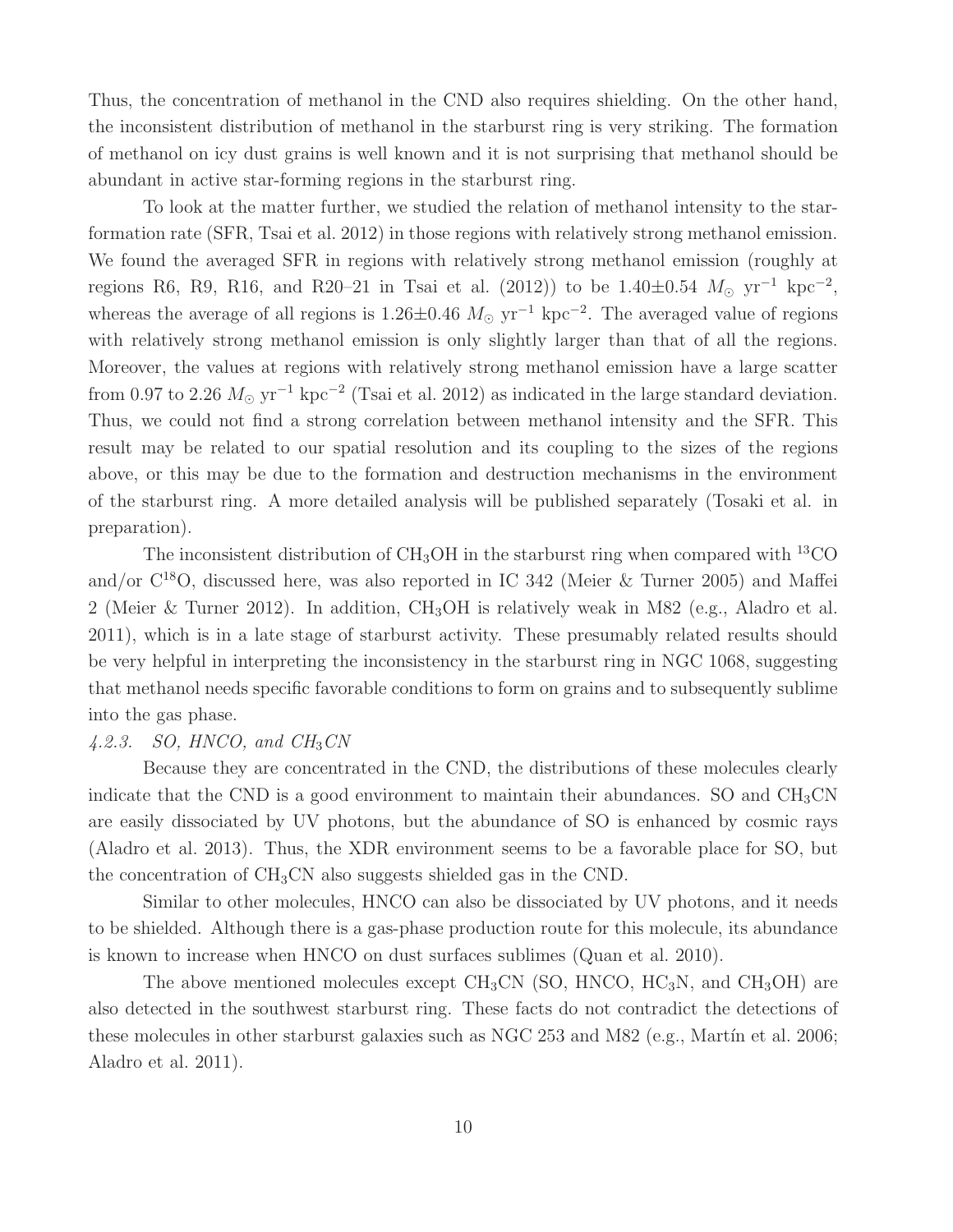Thus, the concentration of methanol in the CND also requires shielding. On the other hand, the inconsistent distribution of methanol in the starburst ring is very striking. The formation of methanol on icy dust grains is well known and it is not surprising that methanol should be abundant in active star-forming regions in the starburst ring.

To look at the matter further, we studied the relation of methanol intensity to the star-formation rate (SFR, Tsai et al. 2012) in those regions with relatively strong methanol emission. We found the averaged SFR in regions with relatively strong methanol emission (roughly at regions R6, R9, R16, and R20–21 in Tsai et al. (2012)) to be $1.40 \pm 0.54$ $M_\odot$ yr$^{-1}$ kpc$^{-2}$, whereas the average of all regions is $1.26 \pm 0.46$ $M_\odot$ yr$^{-1}$ kpc$^{-2}$. The averaged value of regions with relatively strong methanol emission is only slightly larger than that of all the regions. Moreover, the values at regions with relatively strong methanol emission have a large scatter from 0.97 to 2.26 $M_\odot$ yr$^{-1}$ kpc$^{-2}$ (Tsai et al. 2012) as indicated in the large standard deviation. Thus, we could not find a strong correlation between methanol intensity and the SFR. This result may be related to our spatial resolution and its coupling to the sizes of the regions above, or this may be due to the formation and destruction mechanisms in the environment of the starburst ring. A more detailed analysis will be published separately (Tosaki et al. in preparation).

The inconsistent distribution of $CH_3OH$ in the starburst ring when compared with $^{13}CO$ and/or $C^{18}O$, discussed here, was also reported in IC 342 (Meier & Turner 2005) and Maffei 2 (Meier & Turner 2012). In addition, $CH_3OH$ is relatively weak in M82 (e.g., Aladro et al. 2011), which is in a late stage of starburst activity. These presumably related results should be very helpful in interpreting the inconsistency in the starburst ring in NGC 1068, suggesting that methanol needs specific favorable conditions to form on grains and to subsequently sublime into the gas phase.

#### *4.2.3. SO, HNCO, and $CH_3CN$*

Because they are concentrated in the CND, the distributions of these molecules clearly indicate that the CND is a good environment to maintain their abundances. SO and $CH_3CN$ are easily dissociated by UV photons, but the abundance of SO is enhanced by cosmic rays (Aladro et al. 2013). Thus, the XDR environment seems to be a favorable place for SO, but the concentration of $CH_3CN$ also suggests shielded gas in the CND.

Similar to other molecules, HNCO can also be dissociated by UV photons, and it needs to be shielded. Although there is a gas-phase production route for this molecule, its abundance is known to increase when HNCO on dust surfaces sublimes (Quan et al. 2010).

The above mentioned molecules except $CH_3CN$ (SO, HNCO, $HC_3N$, and $CH_3OH$) are also detected in the southwest starburst ring. These facts do not contradict the detections of these molecules in other starburst galaxies such as NGC 253 and M82 (e.g., Martín et al. 2006; Aladro et al. 2011).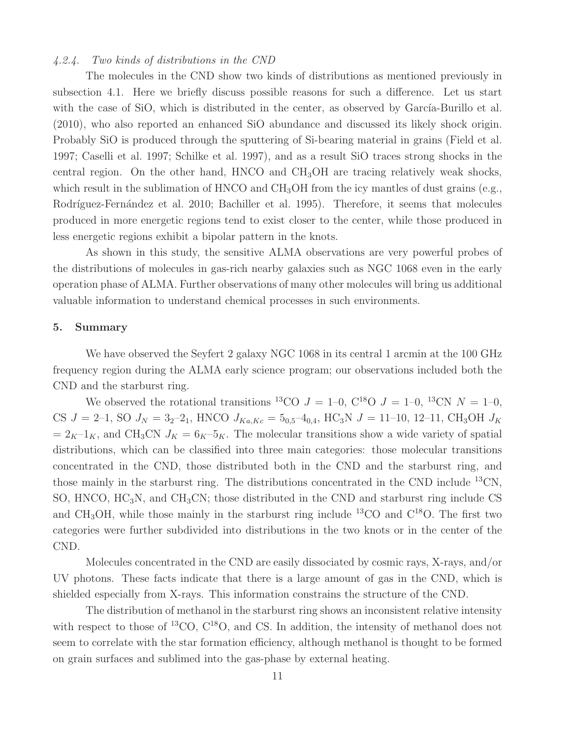#### 4.2.4. Two kinds of distributions in the CND

The molecules in the CND show two kinds of distributions as mentioned previously in subsection 4.1. Here we briefly discuss possible reasons for such a difference. Let us start with the case of SiO, which is distributed in the center, as observed by García-Burillo et al. (2010), who also reported an enhanced SiO abundance and discussed its likely shock origin. Probably SiO is produced through the sputtering of Si-bearing material in grains (Field et al. 1997; Caselli et al. 1997; Schilke et al. 1997), and as a result SiO traces strong shocks in the central region. On the other hand, HNCO and $CH_3OH$ are tracing relatively weak shocks, which result in the sublimation of HNCO and $CH_3OH$ from the icy mantles of dust grains (e.g., Rodríguez-Fernández et al. 2010; Bachiller et al. 1995). Therefore, it seems that molecules produced in more energetic regions tend to exist closer to the center, while those produced in less energetic regions exhibit a bipolar pattern in the knots.

As shown in this study, the sensitive ALMA observations are very powerful probes of the distributions of molecules in gas-rich nearby galaxies such as NGC 1068 even in the early operation phase of ALMA. Further observations of many other molecules will bring us additional valuable information to understand chemical processes in such environments.

## 5. Summary

We have observed the Seyfert 2 galaxy NGC 1068 in its central 1 arcmin at the 100 GHz frequency region during the ALMA early science program; our observations included both the CND and the starburst ring.

We observed the rotational transitions $^{13}$CO $J$ = 1–0, C$^{18}$O $J$ = 1–0, $^{13}$CN $N$ = 1–0, CS $J$ = 2–1, SO $J_N = 3_2$–$2_1$, HNCO $J_{Ka,Kc} = 5_{0,5}$–$4_{0,4}$, $HC_3N$ $J$ = 11–10, 12–11, $CH_3OH$ $J_K = 2_K$–$1_K$, and $CH_3CN$ $J_K = 6_K$–$5_K$. The molecular transitions show a wide variety of spatial distributions, which can be classified into three main categories: those molecular transitions concentrated in the CND, those distributed both in the CND and the starburst ring, and those mainly in the starburst ring. The distributions concentrated in the CND include $^{13}$CN, SO, HNCO, $HC_3N$, and $CH_3CN$; those distributed in the CND and starburst ring include CS and $CH_3OH$, while those mainly in the starburst ring include $^{13}$CO and C$^{18}$O. The first two categories were further subdivided into distributions in the two knots or in the center of the CND.

Molecules concentrated in the CND are easily dissociated by cosmic rays, X-rays, and/or UV photons. These facts indicate that there is a large amount of gas in the CND, which is shielded especially from X-rays. This information constrains the structure of the CND.

The distribution of methanol in the starburst ring shows an inconsistent relative intensity with respect to those of $^{13}$CO, C$^{18}$O, and CS. In addition, the intensity of methanol does not seem to correlate with the star formation efficiency, although methanol is thought to be formed on grain surfaces and sublimed into the gas-phase by external heating.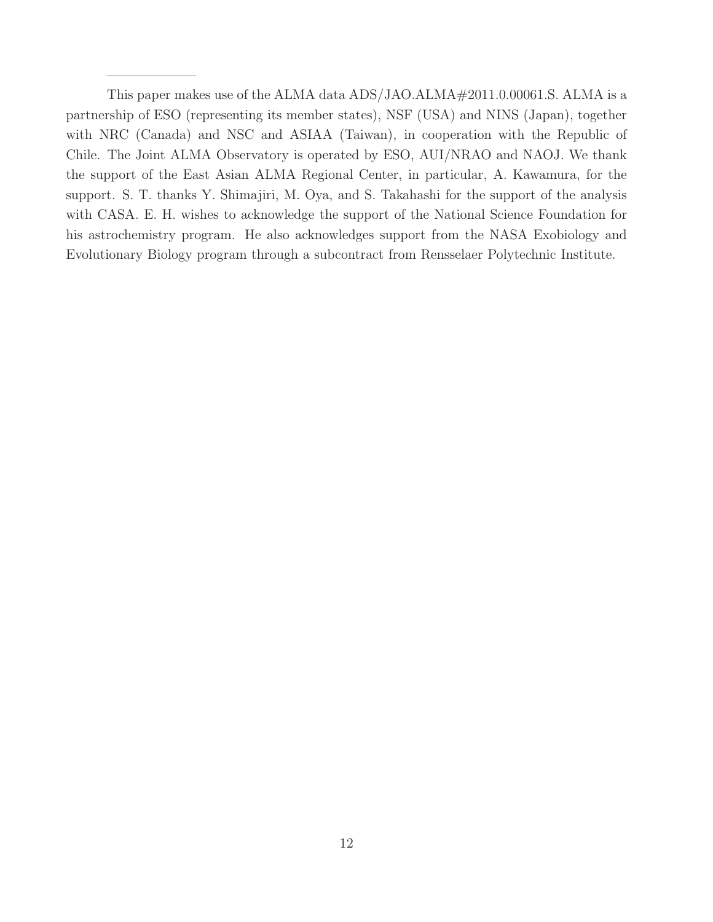This paper makes use of the ALMA data ADS/JAO.ALMA#2011.0.00061.S. ALMA is a partnership of ESO (representing its member states), NSF (USA) and NINS (Japan), together with NRC (Canada) and NSC and ASIAA (Taiwan), in cooperation with the Republic of Chile. The Joint ALMA Observatory is operated by ESO, AUI/NRAO and NAOJ. We thank the support of the East Asian ALMA Regional Center, in particular, A. Kawamura, for the support. S. T. thanks Y. Shimajiri, M. Oya, and S. Takahashi for the support of the analysis with CASA. E. H. wishes to acknowledge the support of the National Science Foundation for his astrochemistry program. He also acknowledges support from the NASA Exobiology and Evolutionary Biology program through a subcontract from Rensselaer Polytechnic Institute.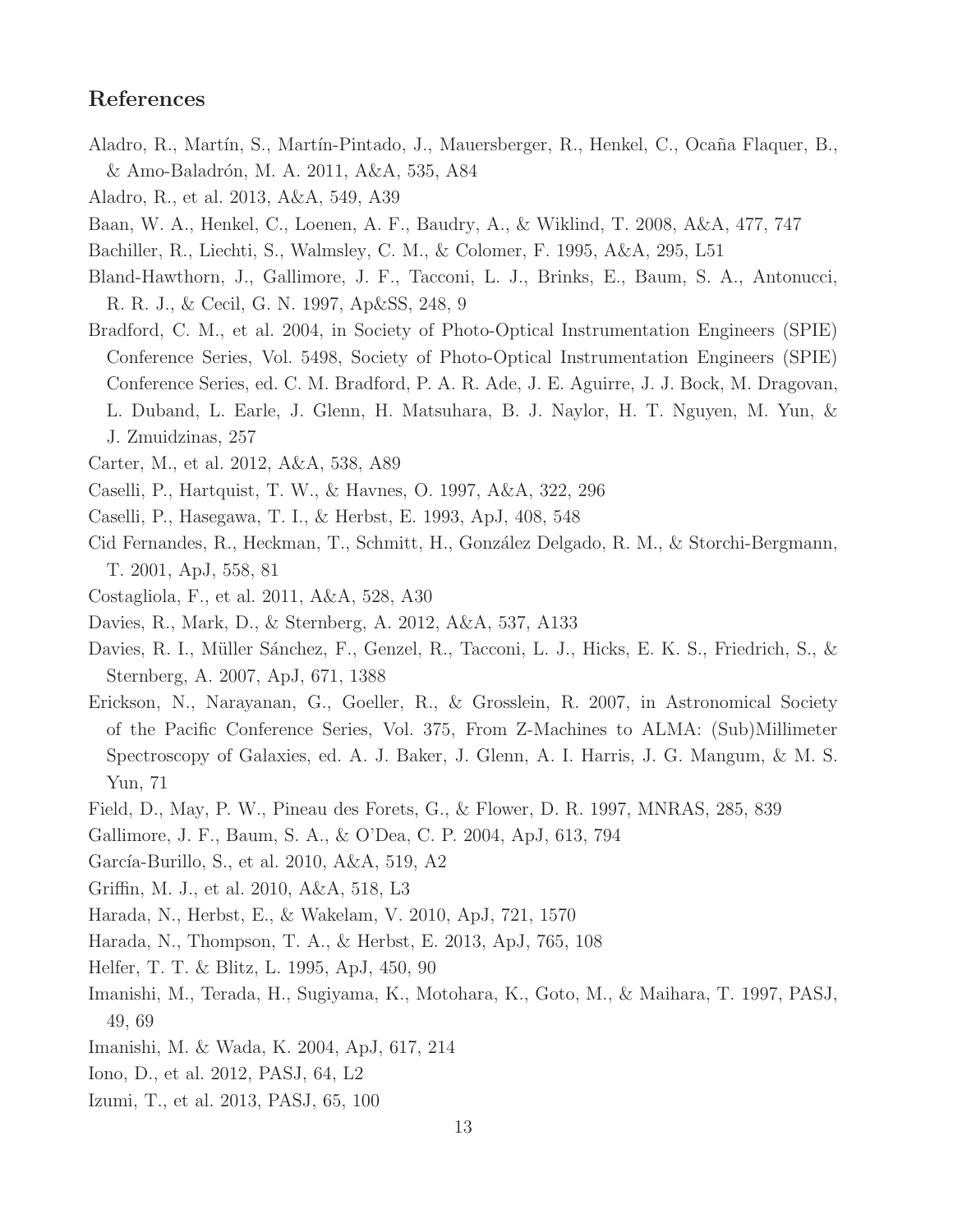## References

Aladro, R., Martín, S., Martín-Pintado, J., Mauersberger, R., Henkel, C., Ocaña Flaquer, B., & Amo-Baladrón, M. A. 2011, A&A, 535, A84

Aladro, R., et al. 2013, A&A, 549, A39

Baan, W. A., Henkel, C., Loenen, A. F., Baudry, A., & Wiklind, T. 2008, A&A, 477, 747

Bachiller, R., Liechti, S., Walmsley, C. M., & Colomer, F. 1995, A&A, 295, L51

Bland-Hawthorn, J., Gallimore, J. F., Tacconi, L. J., Brinks, E., Baum, S. A., Antonucci, R. R. J., & Cecil, G. N. 1997, Ap&SS, 248, 9

Bradford, C. M., et al. 2004, in Society of Photo-Optical Instrumentation Engineers (SPIE) Conference Series, Vol. 5498, Society of Photo-Optical Instrumentation Engineers (SPIE) Conference Series, ed. C. M. Bradford, P. A. R. Ade, J. E. Aguirre, J. J. Bock, M. Dragovan, L. Duband, L. Earle, J. Glenn, H. Matsuhara, B. J. Naylor, H. T. Nguyen, M. Yun, & J. Zmuidzinas, 257

Carter, M., et al. 2012, A&A, 538, A89

Caselli, P., Hartquist, T. W., & Havnes, O. 1997, A&A, 322, 296

Caselli, P., Hasegawa, T. I., & Herbst, E. 1993, ApJ, 408, 548

Cid Fernandes, R., Heckman, T., Schmitt, H., González Delgado, R. M., & Storchi-Bergmann, T. 2001, ApJ, 558, 81

Costagliola, F., et al. 2011, A&A, 528, A30

Davies, R., Mark, D., & Sternberg, A. 2012, A&A, 537, A133

Davies, R. I., Müller Sánchez, F., Genzel, R., Tacconi, L. J., Hicks, E. K. S., Friedrich, S., & Sternberg, A. 2007, ApJ, 671, 1388

Erickson, N., Narayanan, G., Goeller, R., & Grosslein, R. 2007, in Astronomical Society of the Pacific Conference Series, Vol. 375, From Z-Machines to ALMA: (Sub)Millimeter Spectroscopy of Galaxies, ed. A. J. Baker, J. Glenn, A. I. Harris, J. G. Mangum, & M. S. Yun, 71

Field, D., May, P. W., Pineau des Forets, G., & Flower, D. R. 1997, MNRAS, 285, 839

Gallimore, J. F., Baum, S. A., & O'Dea, C. P. 2004, ApJ, 613, 794

García-Burillo, S., et al. 2010, A&A, 519, A2

Griffin, M. J., et al. 2010, A&A, 518, L3

Harada, N., Herbst, E., & Wakelam, V. 2010, ApJ, 721, 1570

Harada, N., Thompson, T. A., & Herbst, E. 2013, ApJ, 765, 108

Helfer, T. T. & Blitz, L. 1995, ApJ, 450, 90

Imanishi, M., Terada, H., Sugiyama, K., Motohara, K., Goto, M., & Maihara, T. 1997, PASJ, 49, 69

Imanishi, M. & Wada, K. 2004, ApJ, 617, 214

Iono, D., et al. 2012, PASJ, 64, L2

Izumi, T., et al. 2013, PASJ, 65, 100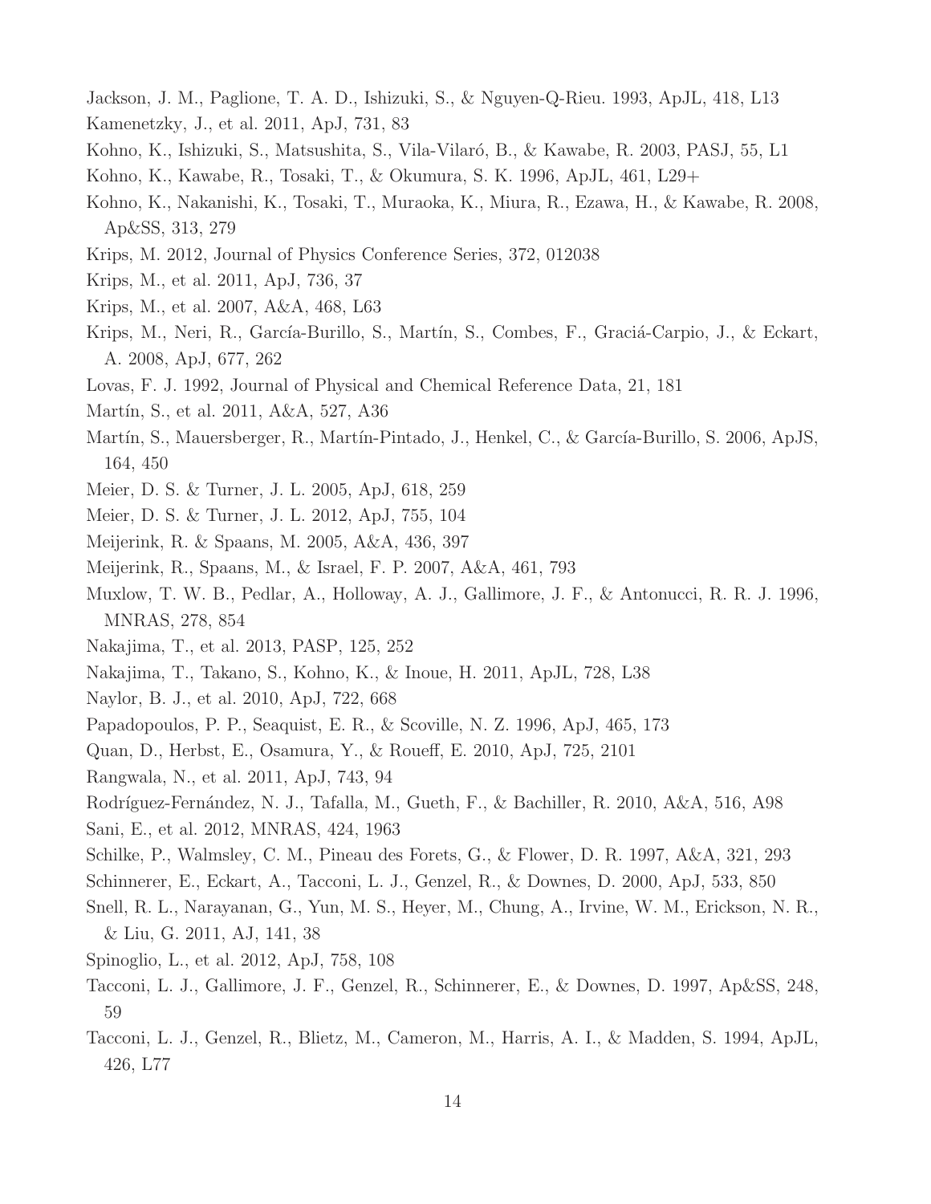Jackson, J. M., Paglione, T. A. D., Ishizuki, S., & Nguyen-Q-Rieu. 1993, ApJL, 418, L13

Kamenetzky, J., et al. 2011, ApJ, 731, 83

Kohno, K., Ishizuki, S., Matsushita, S., Vila-Vilaró, B., & Kawabe, R. 2003, PASJ, 55, L1

Kohno, K., Kawabe, R., Tosaki, T., & Okumura, S. K. 1996, ApJL, 461, L29+

Kohno, K., Nakanishi, K., Tosaki, T., Muraoka, K., Miura, R., Ezawa, H., & Kawabe, R. 2008, Ap&SS, 313, 279

Krips, M. 2012, Journal of Physics Conference Series, 372, 012038

Krips, M., et al. 2011, ApJ, 736, 37

Krips, M., et al. 2007, A&A, 468, L63

Krips, M., Neri, R., García-Burillo, S., Martín, S., Combes, F., Graciá-Carpio, J., & Eckart, A. 2008, ApJ, 677, 262

Lovas, F. J. 1992, Journal of Physical and Chemical Reference Data, 21, 181

Martín, S., et al. 2011, A&A, 527, A36

Martín, S., Mauersberger, R., Martín-Pintado, J., Henkel, C., & García-Burillo, S. 2006, ApJS, 164, 450

Meier, D. S. & Turner, J. L. 2005, ApJ, 618, 259

Meier, D. S. & Turner, J. L. 2012, ApJ, 755, 104

Meijerink, R. & Spaans, M. 2005, A&A, 436, 397

Meijerink, R., Spaans, M., & Israel, F. P. 2007, A&A, 461, 793

Muxlow, T. W. B., Pedlar, A., Holloway, A. J., Gallimore, J. F., & Antonucci, R. R. J. 1996, MNRAS, 278, 854

Nakajima, T., et al. 2013, PASP, 125, 252

Nakajima, T., Takano, S., Kohno, K., & Inoue, H. 2011, ApJL, 728, L38

Naylor, B. J., et al. 2010, ApJ, 722, 668

Papadopoulos, P. P., Seaquist, E. R., & Scoville, N. Z. 1996, ApJ, 465, 173

Quan, D., Herbst, E., Osamura, Y., & Roueff, E. 2010, ApJ, 725, 2101

Rangwala, N., et al. 2011, ApJ, 743, 94

Rodríguez-Fernández, N. J., Tafalla, M., Gueth, F., & Bachiller, R. 2010, A&A, 516, A98

Sani, E., et al. 2012, MNRAS, 424, 1963

Schilke, P., Walmsley, C. M., Pineau des Forets, G., & Flower, D. R. 1997, A&A, 321, 293

Schinnerer, E., Eckart, A., Tacconi, L. J., Genzel, R., & Downes, D. 2000, ApJ, 533, 850

Snell, R. L., Narayanan, G., Yun, M. S., Heyer, M., Chung, A., Irvine, W. M., Erickson, N. R., & Liu, G. 2011, AJ, 141, 38

Spinoglio, L., et al. 2012, ApJ, 758, 108

Tacconi, L. J., Gallimore, J. F., Genzel, R., Schinnerer, E., & Downes, D. 1997, Ap&SS, 248, 59

Tacconi, L. J., Genzel, R., Blietz, M., Cameron, M., Harris, A. I., & Madden, S. 1994, ApJL, 426, L77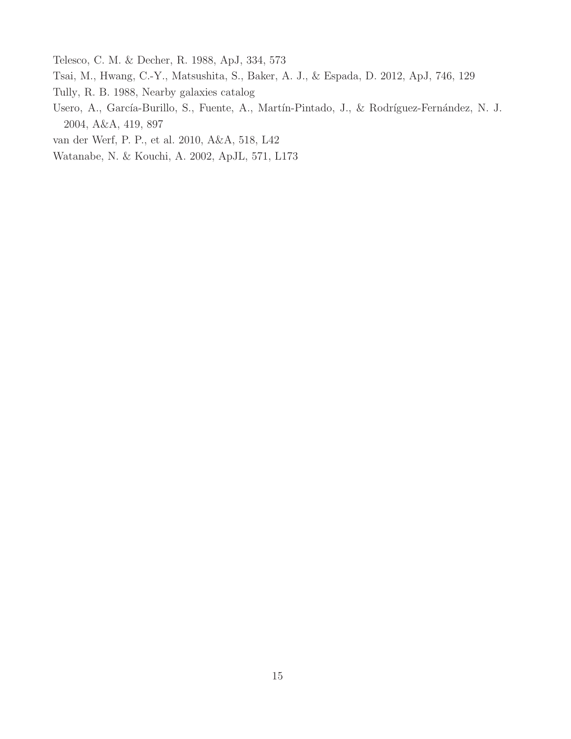Telesco, C. M. & Decher, R. 1988, ApJ, 334, 573

Tsai, M., Hwang, C.-Y., Matsushita, S., Baker, A. J., & Espada, D. 2012, ApJ, 746, 129

Tully, R. B. 1988, Nearby galaxies catalog

Usero, A., García-Burillo, S., Fuente, A., Martín-Pintado, J., & Rodríguez-Fernández, N. J. 2004, A&A, 419, 897

van der Werf, P. P., et al. 2010, A&A, 518, L42

Watanabe, N. & Kouchi, A. 2002, ApJL, 571, L173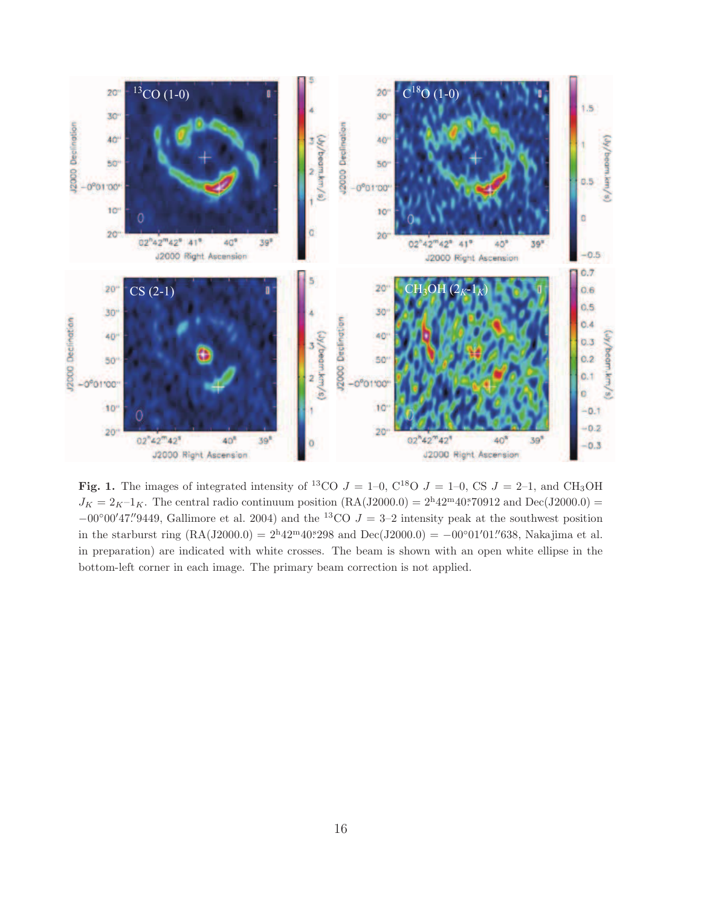**Fig. 1.** The images of integrated intensity of $^{13}$CO $J$ = 1–0, C$^{18}$O $J$ = 1–0, CS $J$ = 2–1, and $CH_3OH$ $J_K = 2_K$–$1_K$. The central radio continuum position (RA(J2000.0) = 2$^{h}$42$^{m}$40$^{s}$.70912 and Dec(J2000.0) = −00°00′47.″9449, Gallimore et al. 2004) and the $^{13}$CO $J$ = 3–2 intensity peak at the southwest position in the starburst ring (RA(J2000.0) = 2$^{h}$42$^{m}$40$^{s}$.298 and Dec(J2000.0) = −00°01′01.″638, Nakajima et al. in preparation) are indicated with white crosses. The beam is shown with an open white ellipse in the bottom-left corner in each image. The primary beam correction is not applied.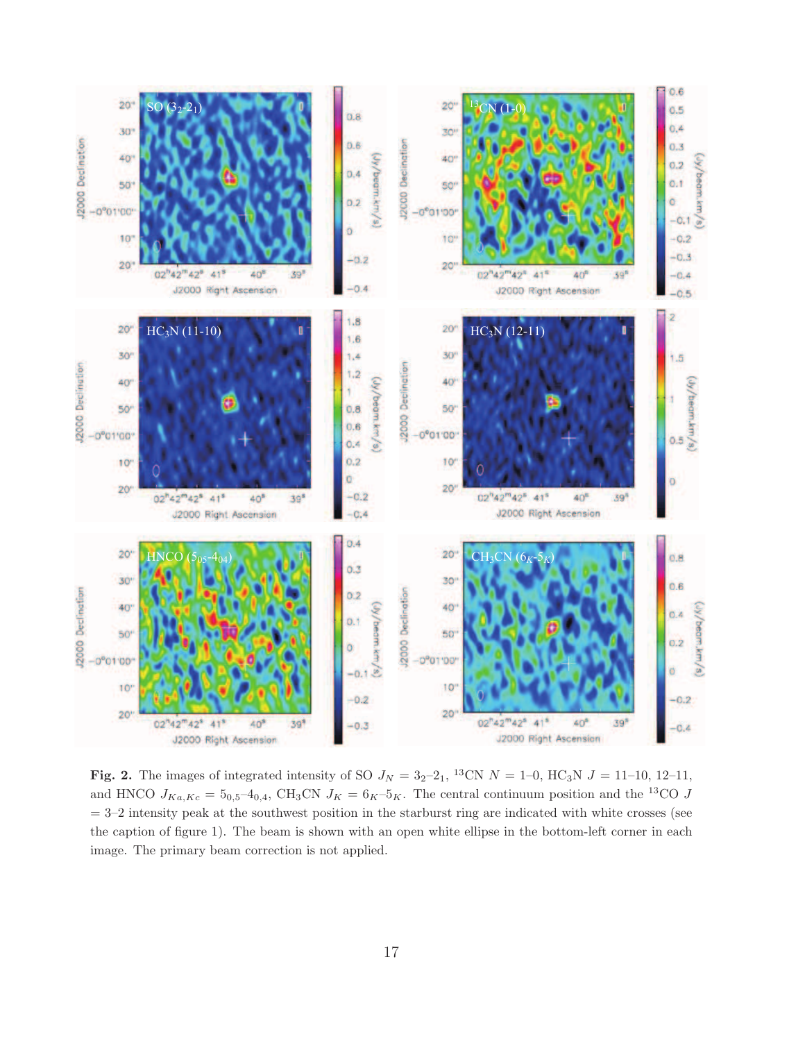**Fig. 2.** The images of integrated intensity of SO $J_N = 3_2$–$2_1$, $^{13}$CN $N = 1$–0, HC$_3$N $J = 11$–10, 12–11, and HNCO $J_{Ka,Kc} = 5_{0,5}$–$4_{0,4}$, CH$_3$CN $J_K = 6_K$–$5_K$. The central continuum position and the $^{13}$CO $J = 3$–2 intensity peak at the southwest position in the starburst ring are indicated with white crosses (see the caption of figure 1). The beam is shown with an open white ellipse in the bottom-left corner in each image. The primary beam correction is not applied.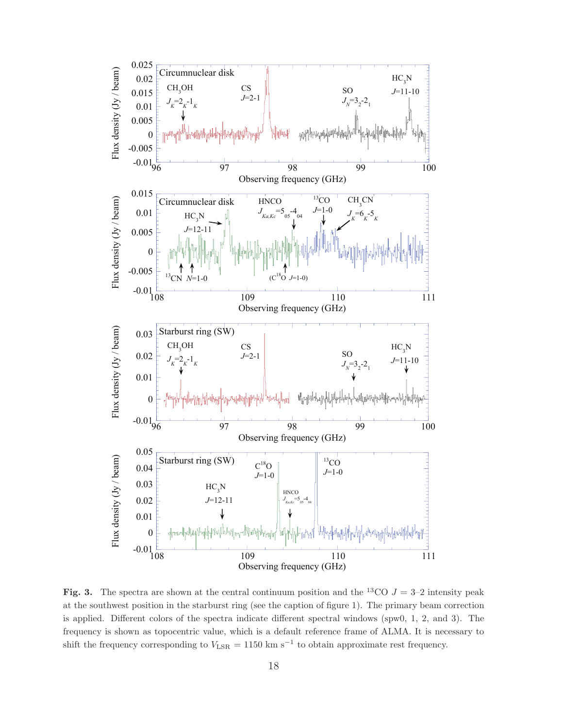**Fig. 3.** The spectra are shown at the central continuum position and the $^{13}$CO $J$ = 3–2 intensity peak at the southwest position in the starburst ring (see the caption of figure 1). The primary beam correction is applied. Different colors of the spectra indicate different spectral windows (spw0, 1, 2, and 3). The frequency is shown as topocentric value, which is a default reference frame of ALMA. It is necessary to shift the frequency corresponding to $V_{\rm LSR}$ = 1150 km s$^{-1}$ to obtain approximate rest frequency.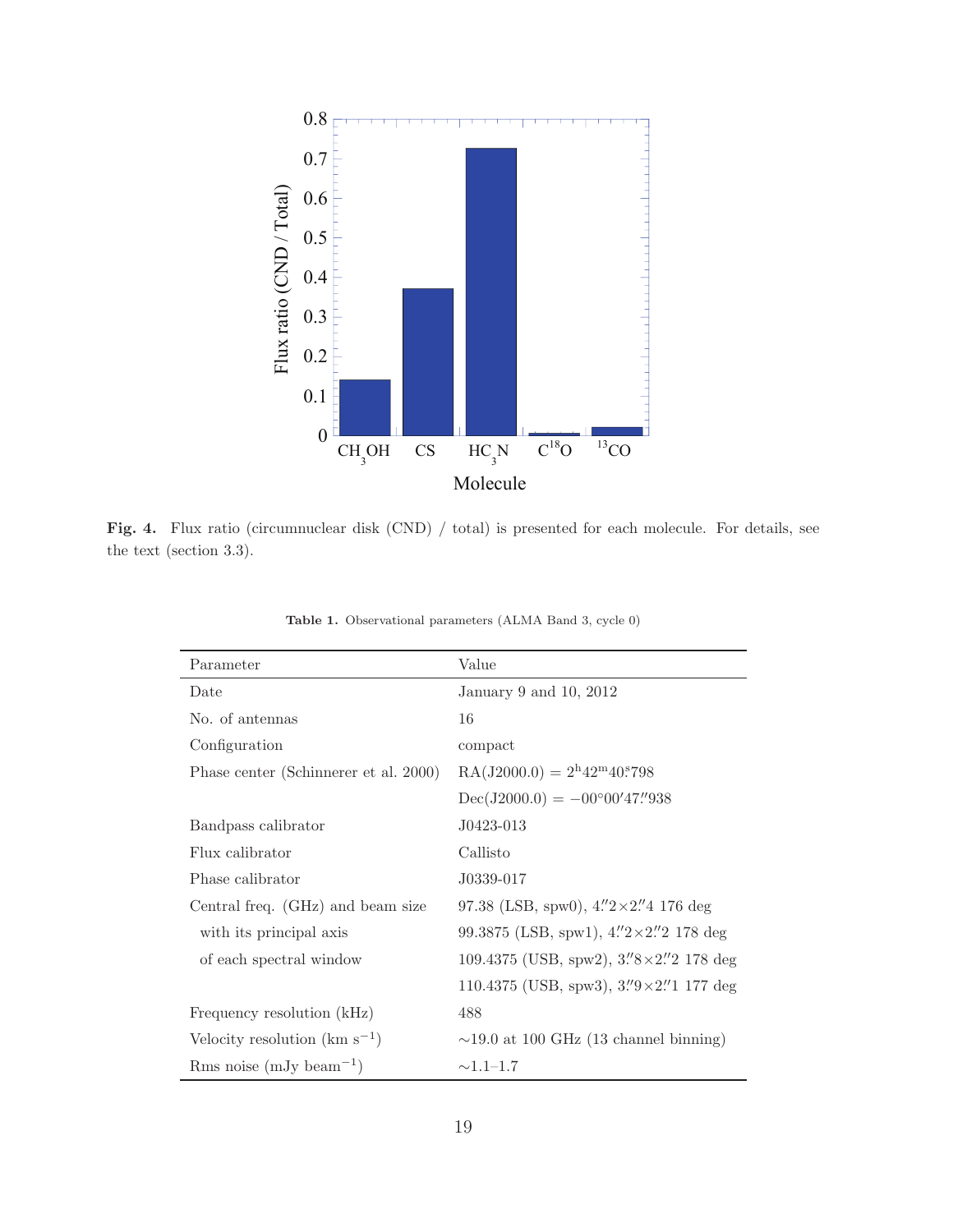**Fig. 4.** Flux ratio (circumnuclear disk (CND) / total) is presented for each molecule. For details, see the text (section 3.3).

**Table 1.** Observational parameters (ALMA Band 3, cycle 0)

| Parameter | Value |
|---|---|
| Date | January 9 and 10, 2012 |
| No. of antennas | 16 |
| Configuration | compact |
| Phase center (Schinnerer et al. 2000) | RA(J2000.0) = $2^{\mathrm{h}}42^{\mathrm{m}}40^{\mathrm{s}}.798$ |
| | Dec(J2000.0) = $-00°00'47''.938$ |
| Bandpass calibrator | J0423-013 |
| Flux calibrator | Callisto |
| Phase calibrator | J0339-017 |
| Central freq. (GHz) and beam size | 97.38 (LSB, spw0), $4''.2\times2''.4$ 176 deg |
| with its principal axis | 99.3875 (LSB, spw1), $4''.2\times2''.2$ 178 deg |
| of each spectral window | 109.4375 (USB, spw2), $3''.8\times2''.2$ 178 deg |
| | 110.4375 (USB, spw3), $3''.9\times2''.1$ 177 deg |
| Frequency resolution (kHz) | 488 |
| Velocity resolution (km $\mathrm{s}^{-1}$) | ∼19.0 at 100 GHz (13 channel binning) |
| Rms noise (mJy $\mathrm{beam}^{-1}$) | ∼1.1–1.7 |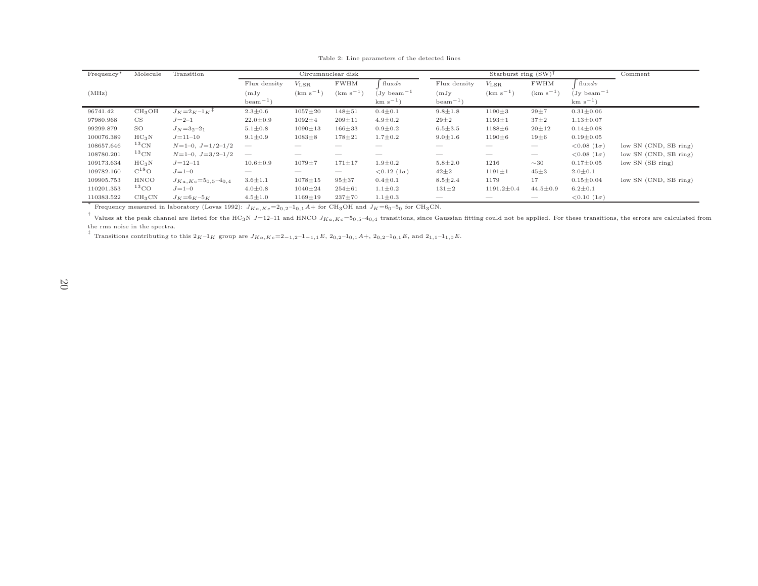Table 2: Line parameters of the detected lines

| Frequency* | Molecule | Transition | Circumnuclear disk | | | | Starburst ring (SW)† | | | | Comment |
|---|---|---|---|---|---|---|---|---|---|---|---|
| | | | Flux density | $V_{\rm LSR}$ | FWHM | $\int$ flux$dv$ | Flux density | $V_{\rm LSR}$ | FWHM | $\int$ flux$dv$ | |
| (MHz) | | | (mJy beam$^{-1}$) | (km s$^{-1}$) | (km s$^{-1}$) | (Jy beam$^{-1}$ km s$^{-1}$) | (mJy beam$^{-1}$) | (km s$^{-1}$) | (km s$^{-1}$) | (Jy beam$^{-1}$ km s$^{-1}$) | |
| 96741.42 | $CH_3OH$ | $J_K$=$2_K$–$1_K$‡ | 2.3±0.6 | 1057±20 | 148±51 | 0.4±0.1 | 9.8±1.8 | 1190±3 | 29±7 | 0.31±0.06 | |
| 97980.968 | CS | $J$=2–1 | 22.0±0.9 | 1092±4 | 209±11 | 4.9±0.2 | 29±2 | 1193±1 | 37±2 | 1.13±0.07 | |
| 99299.879 | SO | $J_N$=$3_2$–$2_1$ | 5.1±0.8 | 1090±13 | 166±33 | 0.9±0.2 | 6.5±3.5 | 1188±6 | 20±12 | 0.14±0.08 | |
| 100076.389 | $HC_3N$ | $J$=11–10 | 9.1±0.9 | 1083±8 | 178±21 | 1.7±0.2 | 9.0±1.6 | 1190±6 | 19±6 | 0.19±0.05 | |
| 108657.646 | $^{13}$CN | $N$=1–0, $J$=1/2–1/2 | — | — | — | — | — | — | — | <0.08 (1$\sigma$) | low SN (CND, SB ring) |
| 108780.201 | $^{13}$CN | $N$=1–0, $J$=3/2–1/2 | — | — | — | — | — | — | — | <0.08 (1$\sigma$) | low SN (CND, SB ring) |
| 109173.634 | $HC_3N$ | $J$=12–11 | 10.6±0.9 | 1079±7 | 171±17 | 1.9±0.2 | 5.8±2.0 | 1216 | ~30 | 0.17±0.05 | low SN (SB ring) |
| 109782.160 | $C^{18}O$ | $J$=1–0 | — | — | — | <0.12 (1$\sigma$) | 42±2 | 1191±1 | 45±3 | 2.0±0.1 | |
| 109905.753 | HNCO | $J_{Ka,Kc}$=$5_{0,5}$–$4_{0,4}$ | 3.6±1.1 | 1078±15 | 95±37 | 0.4±0.1 | 8.5±2.4 | 1179 | 17 | 0.15±0.04 | low SN (CND, SB ring) |
| 110201.353 | $^{13}$CO | $J$=1–0 | 4.0±0.8 | 1040±24 | 254±61 | 1.1±0.2 | 131±2 | 1191.2±0.4 | 44.5±0.9 | 6.2±0.1 | |
| 110383.522 | $CH_3CN$ | $J_K$=$6_K$–$5_K$ | 4.5±1.0 | 1169±19 | 237±70 | 1.1±0.3 | — | — | — | <0.10 (1$\sigma$) | |

* Frequency measured in laboratory (Lovas 1992): $J_{Ka,Kc}$=$2_{0,2}$–$1_{0,1}A+$ for $CH_3OH$ and $J_K$=$6_0$–$5_0$ for $CH_3CN$.

† Values at the peak channel are listed for the $HC_3N$ $J$=12–11 and HNCO $J_{Ka,Kc}$=$5_{0,5}$–$4_{0,4}$ transitions, since Gaussian fitting could not be applied. For these transitions, the errors are calculated from the rms noise in the spectra.

‡ Transitions contributing to this $2_K$–$1_K$ group are $J_{Ka,Kc}$=$2_{-1,2}$–$1_{-1,1}E$, $2_{0,2}$–$1_{0,1}A+$, $2_{0,2}$–$1_{0,1}E$, and $2_{1,1}$–$1_{1,0}E$.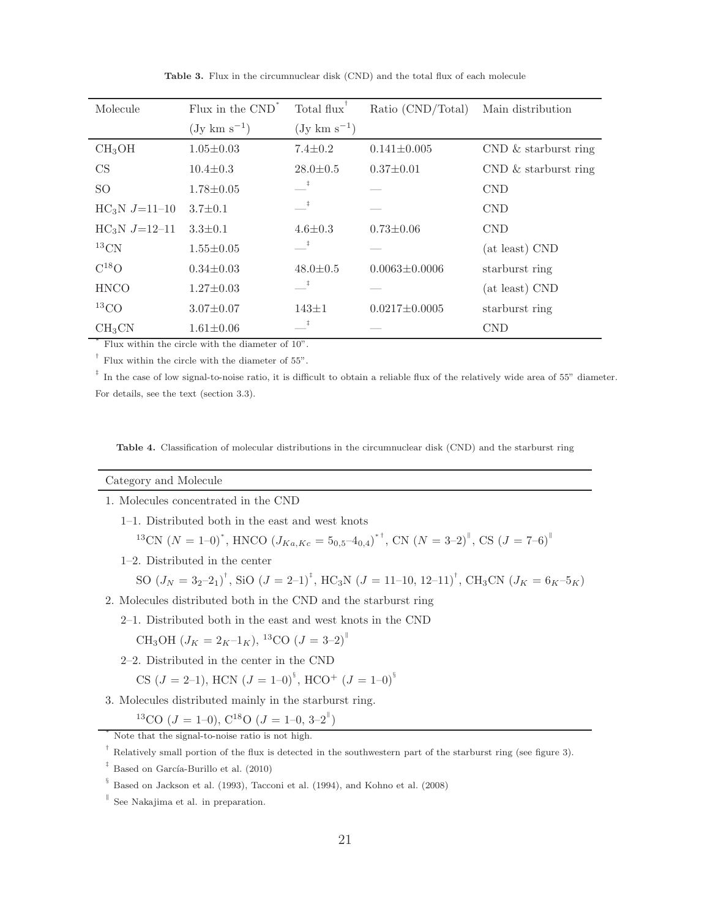**Table 3.** Flux in the circumnuclear disk (CND) and the total flux of each molecule

| Molecule | Flux in the CND* ($\mathrm{Jy\ km\ s^{-1}}$) | Total flux† ($\mathrm{Jy\ km\ s^{-1}}$) | Ratio (CND/Total) | Main distribution |
|---|---|---|---|---|
| $CH_3OH$ | 1.05±0.03 | 7.4±0.2 | 0.141±0.005 | CND & starburst ring |
| CS | 10.4±0.3 | 28.0±0.5 | 0.37±0.01 | CND & starburst ring |
| SO | 1.78±0.05 | —‡ | — | CND |
| $HC_3N$ $J$=11–10 | 3.7±0.1 | —‡ | — | CND |
| $HC_3N$ $J$=12–11 | 3.3±0.1 | 4.6±0.3 | 0.73±0.06 | CND |
| $^{13}CN$ | 1.55±0.05 | —‡ | — | (at least) CND |
| $C^{18}O$ | 0.34±0.03 | 48.0±0.5 | 0.0063±0.0006 | starburst ring |
| HNCO | 1.27±0.03 | —‡ | — | (at least) CND |
| $^{13}CO$ | 3.07±0.07 | 143±1 | 0.0217±0.0005 | starburst ring |
| $CH_3CN$ | 1.61±0.06 | —‡ | — | CND |

* Flux within the circle with the diameter of 10".

† Flux within the circle with the diameter of 55".

‡ In the case of low signal-to-noise ratio, it is difficult to obtain a reliable flux of the relatively wide area of 55" diameter. For details, see the text (section 3.3).

**Table 4.** Classification of molecular distributions in the circumnuclear disk (CND) and the starburst ring

| Category and Molecule |
|---|
| 1. Molecules concentrated in the CND |
| 1–1. Distributed both in the east and west knots |
| $^{13}$CN ($N$ = 1–0)*, HNCO ($J_{Ka,Kc} = 5_{0,5}$–$4_{0,4}$)*†, CN ($N$ = 3–2)‖, CS ($J$ = 7–6)‖ |
| 1–2. Distributed in the center |
| SO ($J_N = 3_2$–$2_1$)†, SiO ($J$ = 2–1)‡, $HC_3N$ ($J$ = 11–10, 12–11)†, $CH_3CN$ ($J_K = 6_K$–$5_K$) |
| 2. Molecules distributed both in the CND and the starburst ring |
| 2–1. Distributed both in the east and west knots in the CND |
| $CH_3OH$ ($J_K = 2_K$–$1_K$), $^{13}$CO ($J$ = 3–2)‖ |
| 2–2. Distributed in the center in the CND |
| CS ($J$ = 2–1), HCN ($J$ = 1–0)§, $HCO^+$ ($J$ = 1–0)§ |
| 3. Molecules distributed mainly in the starburst ring. |
| $^{13}$CO ($J$ = 1–0), $C^{18}O$ ($J$ = 1–0, 3–2‖) |

* Note that the signal-to-noise ratio is not high.

† Relatively small portion of the flux is detected in the southwestern part of the starburst ring (see figure 3).

‡ Based on García-Burillo et al. (2010)

§ Based on Jackson et al. (1993), Tacconi et al. (1994), and Kohno et al. (2008)

‖ See Nakajima et al. in preparation.